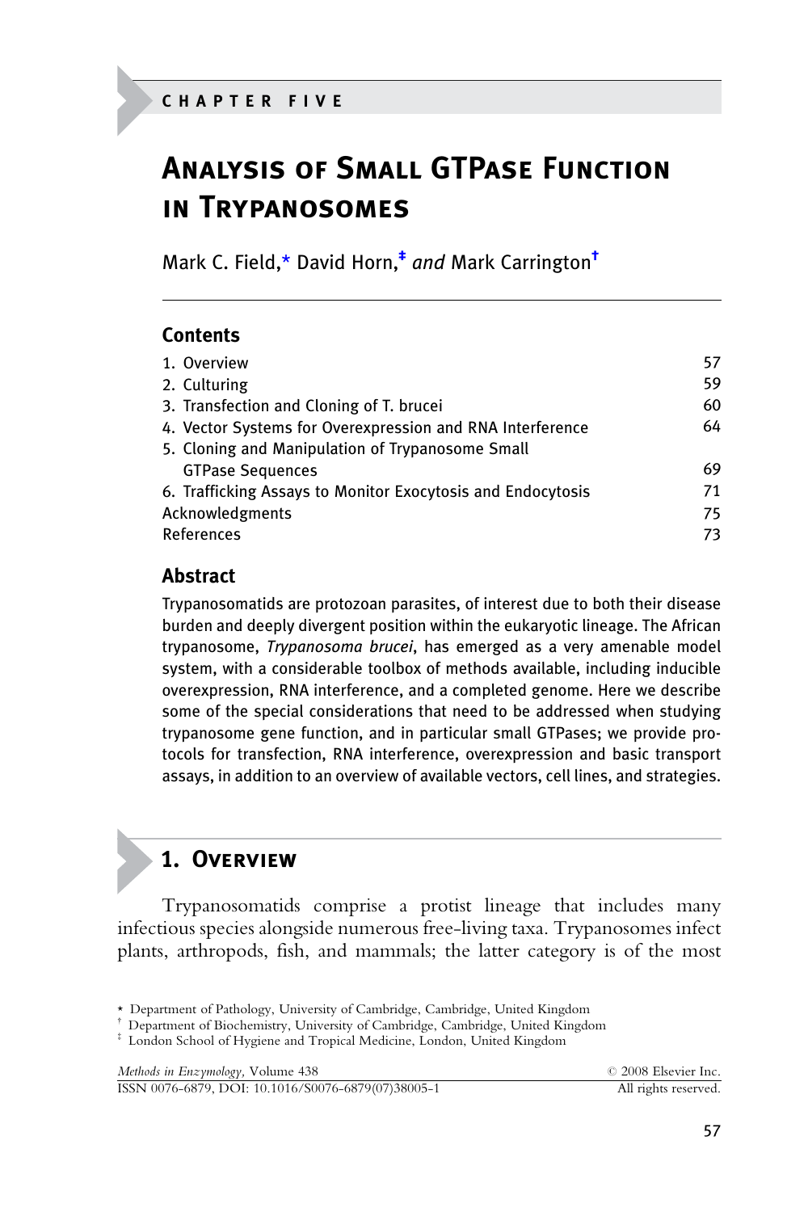CHAPTER FIVE

# Analysis of Small GTPase Function in Trypanosomes

Mark C. Field,[*] David Horn,[‡] *and* Mark Carrington[†]

## Contents

| | |
|---|---|
| 1. Overview | 57 |
| 2. Culturing | 59 |
| 3. Transfection and Cloning of T. brucei | 60 |
| 4. Vector Systems for Overexpression and RNA Interference | 64 |
| 5. Cloning and Manipulation of Trypanosome Small GTPase Sequences | 69 |
| 6. Trafficking Assays to Monitor Exocytosis and Endocytosis | 71 |
| Acknowledgments | 75 |
| References | 73 |

## Abstract

Trypanosomatids are protozoan parasites, of interest due to both their disease burden and deeply divergent position within the eukaryotic lineage. The African trypanosome, *Trypanosoma brucei*, has emerged as a very amenable model system, with a considerable toolbox of methods available, including inducible overexpression, RNA interference, and a completed genome. Here we describe some of the special considerations that need to be addressed when studying trypanosome gene function, and in particular small GTPases; we provide protocols for transfection, RNA interference, overexpression and basic transport assays, in addition to an overview of available vectors, cell lines, and strategies.

## 1. Overview

Trypanosomatids comprise a protist lineage that includes many infectious species alongside numerous free-living taxa. Trypanosomes infect plants, arthropods, fish, and mammals; the latter category is of the most

[*] Department of Pathology, University of Cambridge, Cambridge, United Kingdom
[†] Department of Biochemistry, University of Cambridge, Cambridge, United Kingdom
[‡] London School of Hygiene and Tropical Medicine, London, United Kingdom

*Methods in Enzymology,* Volume 438 © 2008 Elsevier Inc.
ISSN 0076-6879, DOI: 10.1016/S0076-6879(07)38005-1 All rights reserved.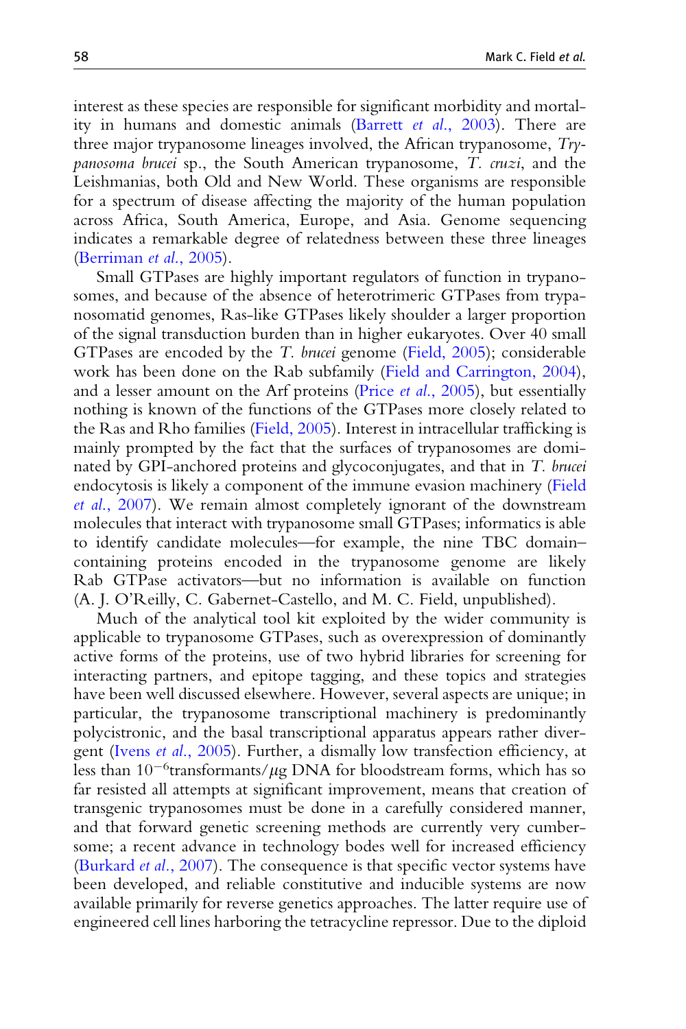interest as these species are responsible for significant morbidity and mortality in humans and domestic animals (Barrett *et al.*, 2003). There are three major trypanosome lineages involved, the African trypanosome, *Trypanosoma brucei* sp., the South American trypanosome, *T. cruzi*, and the Leishmanias, both Old and New World. These organisms are responsible for a spectrum of disease affecting the majority of the human population across Africa, South America, Europe, and Asia. Genome sequencing indicates a remarkable degree of relatedness between these three lineages (Berriman *et al.*, 2005).

Small GTPases are highly important regulators of function in trypanosomes, and because of the absence of heterotrimeric GTPases from trypanosomatid genomes, Ras-like GTPases likely shoulder a larger proportion of the signal transduction burden than in higher eukaryotes. Over 40 small GTPases are encoded by the *T. brucei* genome (Field, 2005); considerable work has been done on the Rab subfamily (Field and Carrington, 2004), and a lesser amount on the Arf proteins (Price *et al.*, 2005), but essentially nothing is known of the functions of the GTPases more closely related to the Ras and Rho families (Field, 2005). Interest in intracellular trafficking is mainly prompted by the fact that the surfaces of trypanosomes are dominated by GPI-anchored proteins and glycoconjugates, and that in *T. brucei* endocytosis is likely a component of the immune evasion machinery (Field *et al.*, 2007). We remain almost completely ignorant of the downstream molecules that interact with trypanosome small GTPases; informatics is able to identify candidate molecules—for example, the nine TBC domain–containing proteins encoded in the trypanosome genome are likely Rab GTPase activators—but no information is available on function (A. J. O'Reilly, C. Gabernet-Castello, and M. C. Field, unpublished).

Much of the analytical tool kit exploited by the wider community is applicable to trypanosome GTPases, such as overexpression of dominantly active forms of the proteins, use of two hybrid libraries for screening for interacting partners, and epitope tagging, and these topics and strategies have been well discussed elsewhere. However, several aspects are unique; in particular, the trypanosome transcriptional machinery is predominantly polycistronic, and the basal transcriptional apparatus appears rather divergent (Ivens *et al.*, 2005). Further, a dismally low transfection efficiency, at less than $10^{-6}$transformants/$\mu$g DNA for bloodstream forms, which has so far resisted all attempts at significant improvement, means that creation of transgenic trypanosomes must be done in a carefully considered manner, and that forward genetic screening methods are currently very cumbersome; a recent advance in technology bodes well for increased efficiency (Burkard *et al.*, 2007). The consequence is that specific vector systems have been developed, and reliable constitutive and inducible systems are now available primarily for reverse genetics approaches. The latter require use of engineered cell lines harboring the tetracycline repressor. Due to the diploid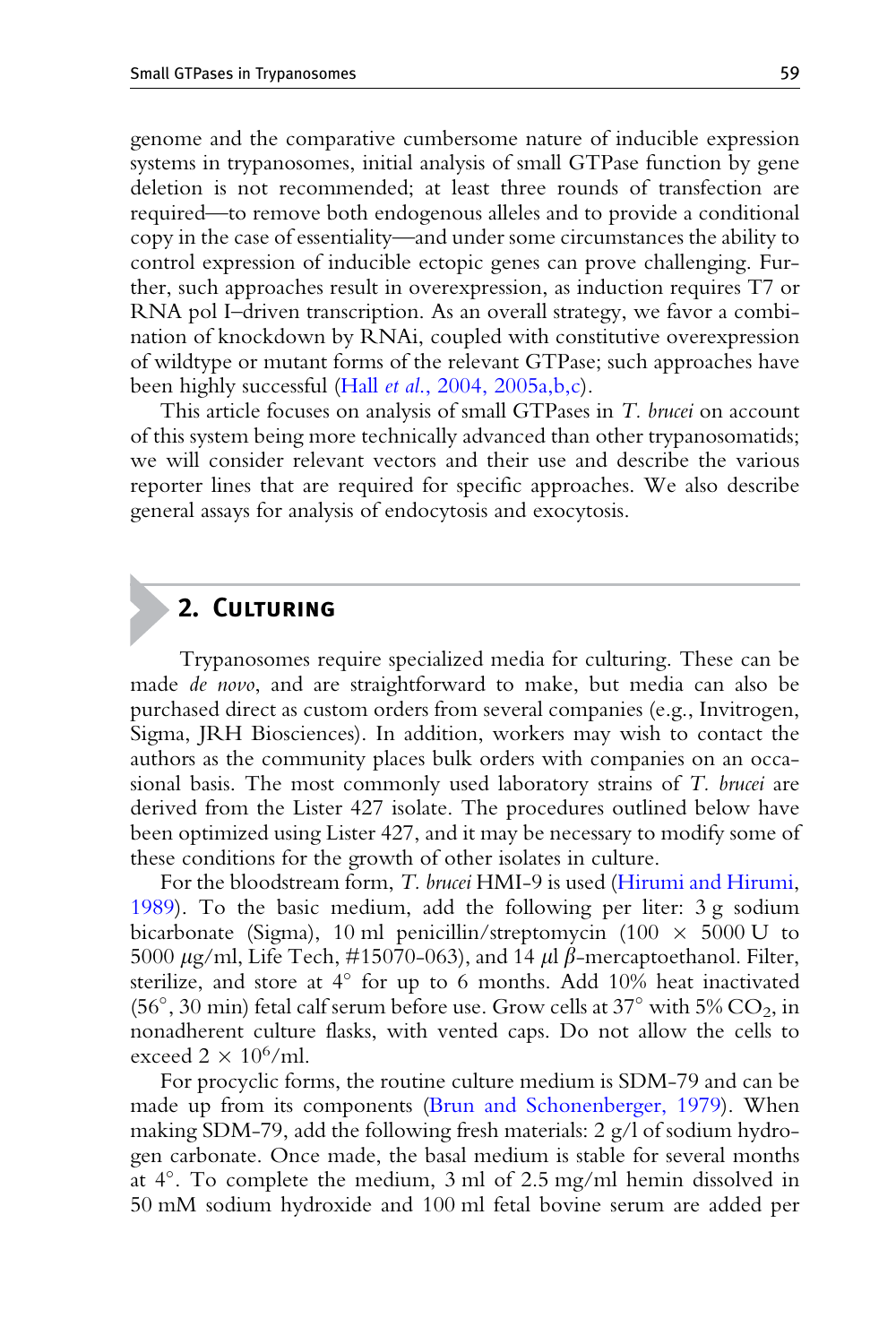genome and the comparative cumbersome nature of inducible expression systems in trypanosomes, initial analysis of small GTPase function by gene deletion is not recommended; at least three rounds of transfection are required—to remove both endogenous alleles and to provide a conditional copy in the case of essentiality—and under some circumstances the ability to control expression of inducible ectopic genes can prove challenging. Further, such approaches result in overexpression, as induction requires T7 or RNA pol I–driven transcription. As an overall strategy, we favor a combination of knockdown by RNAi, coupled with constitutive overexpression of wildtype or mutant forms of the relevant GTPase; such approaches have been highly successful (Hall *et al.*, 2004, 2005a,b,c).

This article focuses on analysis of small GTPases in *T. brucei* on account of this system being more technically advanced than other trypanosomatids; we will consider relevant vectors and their use and describe the various reporter lines that are required for specific approaches. We also describe general assays for analysis of endocytosis and exocytosis.

## 2. Culturing

Trypanosomes require specialized media for culturing. These can be made *de novo*, and are straightforward to make, but media can also be purchased direct as custom orders from several companies (e.g., Invitrogen, Sigma, JRH Biosciences). In addition, workers may wish to contact the authors as the community places bulk orders with companies on an occasional basis. The most commonly used laboratory strains of *T. brucei* are derived from the Lister 427 isolate. The procedures outlined below have been optimized using Lister 427, and it may be necessary to modify some of these conditions for the growth of other isolates in culture.

For the bloodstream form, *T. brucei* HMI-9 is used (Hirumi and Hirumi, 1989). To the basic medium, add the following per liter: 3 g sodium bicarbonate (Sigma), 10 ml penicillin/streptomycin ($100 \times 5000$ U to 5000 $\mu$g/ml, Life Tech, #15070-063), and 14 $\mu$l $\beta$-mercaptoethanol. Filter, sterilize, and store at 4° for up to 6 months. Add 10% heat inactivated (56°, 30 min) fetal calf serum before use. Grow cells at 37° with 5% $CO_2$, in nonadherent culture flasks, with vented caps. Do not allow the cells to exceed $2 \times 10^6$/ml.

For procyclic forms, the routine culture medium is SDM-79 and can be made up from its components (Brun and Schonenberger, 1979). When making SDM-79, add the following fresh materials: 2 g/l of sodium hydrogen carbonate. Once made, the basal medium is stable for several months at 4°. To complete the medium, 3 ml of 2.5 mg/ml hemin dissolved in 50 mM sodium hydroxide and 100 ml fetal bovine serum are added per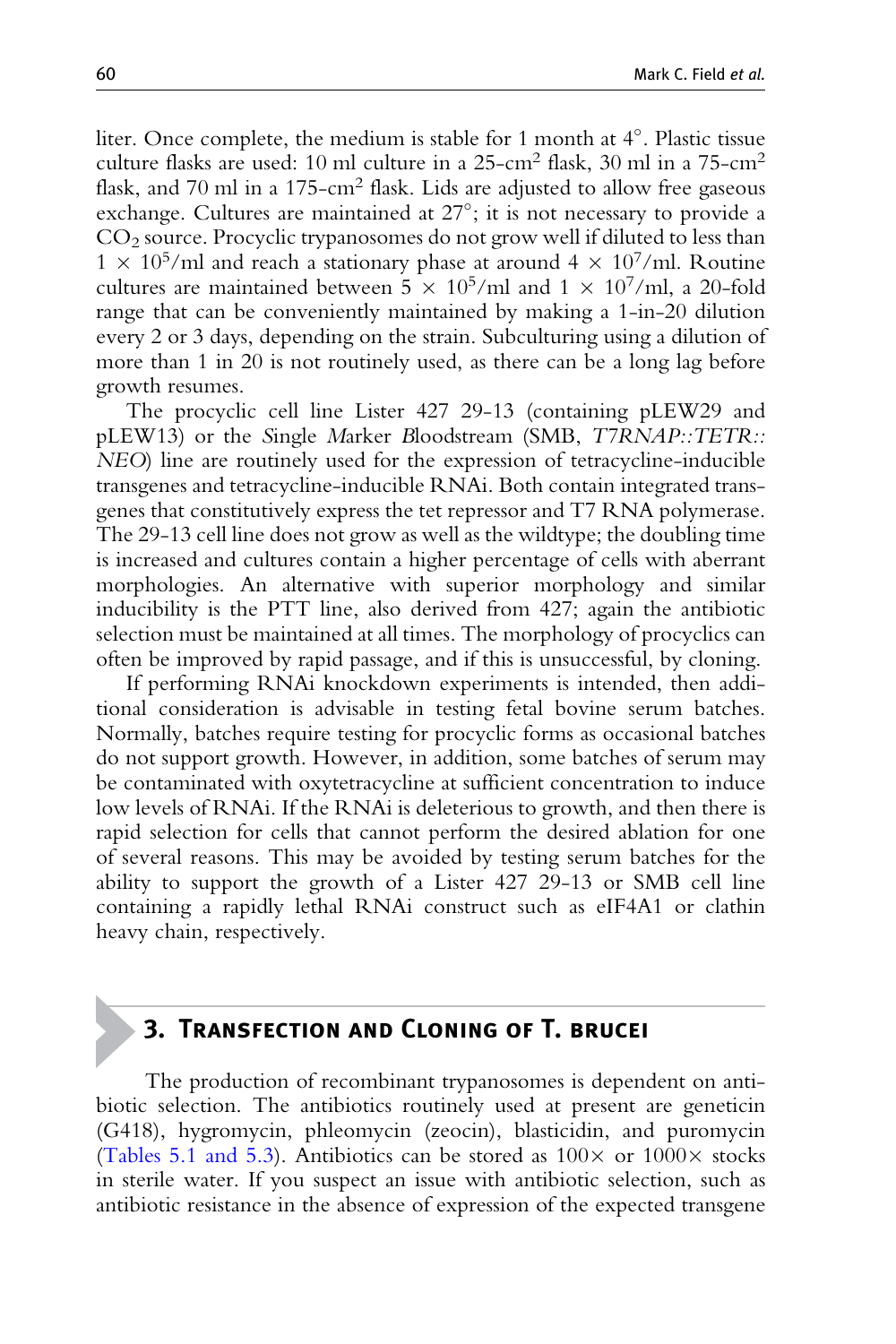liter. Once complete, the medium is stable for 1 month at 4°. Plastic tissue culture flasks are used: 10 ml culture in a 25-cm$^2$ flask, 30 ml in a 75-cm$^2$ flask, and 70 ml in a 175-cm$^2$ flask. Lids are adjusted to allow free gaseous exchange. Cultures are maintained at 27°; it is not necessary to provide a $CO_2$ source. Procyclic trypanosomes do not grow well if diluted to less than $1 \times 10^5$/ml and reach a stationary phase at around $4 \times 10^7$/ml. Routine cultures are maintained between $5 \times 10^5$/ml and $1 \times 10^7$/ml, a 20-fold range that can be conveniently maintained by making a 1-in-20 dilution every 2 or 3 days, depending on the strain. Subculturing using a dilution of more than 1 in 20 is not routinely used, as there can be a long lag before growth resumes.

The procyclic cell line Lister 427 29-13 (containing pLEW29 and pLEW13) or the *S*ingle *M*arker *B*loodstream (SMB, *T7RNAP::TETR::NEO*) line are routinely used for the expression of tetracycline-inducible transgenes and tetracycline-inducible RNAi. Both contain integrated transgenes that constitutively express the tet repressor and T7 RNA polymerase. The 29-13 cell line does not grow as well as the wildtype; the doubling time is increased and cultures contain a higher percentage of cells with aberrant morphologies. An alternative with superior morphology and similar inducibility is the PTT line, also derived from 427; again the antibiotic selection must be maintained at all times. The morphology of procyclics can often be improved by rapid passage, and if this is unsuccessful, by cloning.

If performing RNAi knockdown experiments is intended, then additional consideration is advisable in testing fetal bovine serum batches. Normally, batches require testing for procyclic forms as occasional batches do not support growth. However, in addition, some batches of serum may be contaminated with oxytetracycline at sufficient concentration to induce low levels of RNAi. If the RNAi is deleterious to growth, and then there is rapid selection for cells that cannot perform the desired ablation for one of several reasons. This may be avoided by testing serum batches for the ability to support the growth of a Lister 427 29-13 or SMB cell line containing a rapidly lethal RNAi construct such as eIF4A1 or clathrin heavy chain, respectively.

## 3. Transfection and Cloning of *T. brucei*

The production of recombinant trypanosomes is dependent on antibiotic selection. The antibiotics routinely used at present are geneticin (G418), hygromycin, phleomycin (zeocin), blasticidin, and puromycin (Tables 5.1 and 5.3). Antibiotics can be stored as 100× or 1000× stocks in sterile water. If you suspect an issue with antibiotic selection, such as antibiotic resistance in the absence of expression of the expected transgene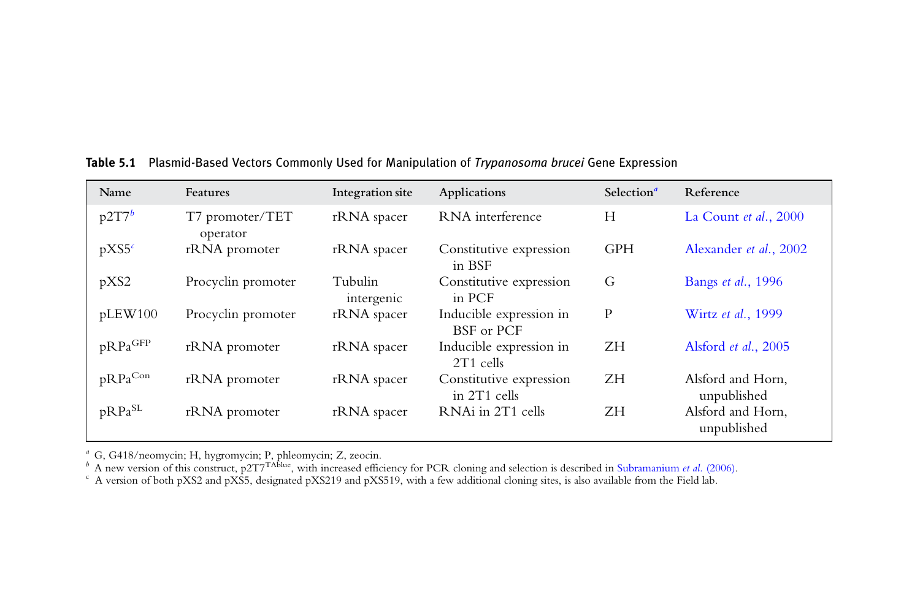**Table 5.1** Plasmid-Based Vectors Commonly Used for Manipulation of *Trypanosoma brucei* Gene Expression

| Name | Features | Integration site | Applications | Selection[a] | Reference |
|---|---|---|---|---|---|
| p2T7[b] | T7 promoter/TET operator | rRNA spacer | RNA interference | H | La Count *et al.*, 2000 |
| pXS5[c] | rRNA promoter | rRNA spacer | Constitutive expression in BSF | GPH | Alexander *et al.*, 2002 |
| pXS2 | Procyclin promoter | Tubulin intergenic | Constitutive expression in PCF | G | Bangs *et al.*, 1996 |
| pLEW100 | Procyclin promoter | rRNA spacer | Inducible expression in BSF or PCF | P | Wirtz *et al.*, 1999 |
| pRPa$^{GFP}$ | rRNA promoter | rRNA spacer | Inducible expression in 2T1 cells | ZH | Alsford *et al.*, 2005 |
| pRPa$^{Con}$ | rRNA promoter | rRNA spacer | Constitutive expression in 2T1 cells | ZH | Alsford and Horn, unpublished |
| pRPa$^{SL}$ | rRNA promoter | rRNA spacer | RNAi in 2T1 cells | ZH | Alsford and Horn, unpublished |

[a] G, G418/neomycin; H, hygromycin; P, phleomycin; Z, zeocin.
[b] A new version of this construct, p2T7$^{TAblue}$, with increased efficiency for PCR cloning and selection is described in Subramanium *et al.* (2006).
[c] A version of both pXS2 and pXS5, designated pXS219 and pXS519, with a few additional cloning sites, is also available from the Field lab.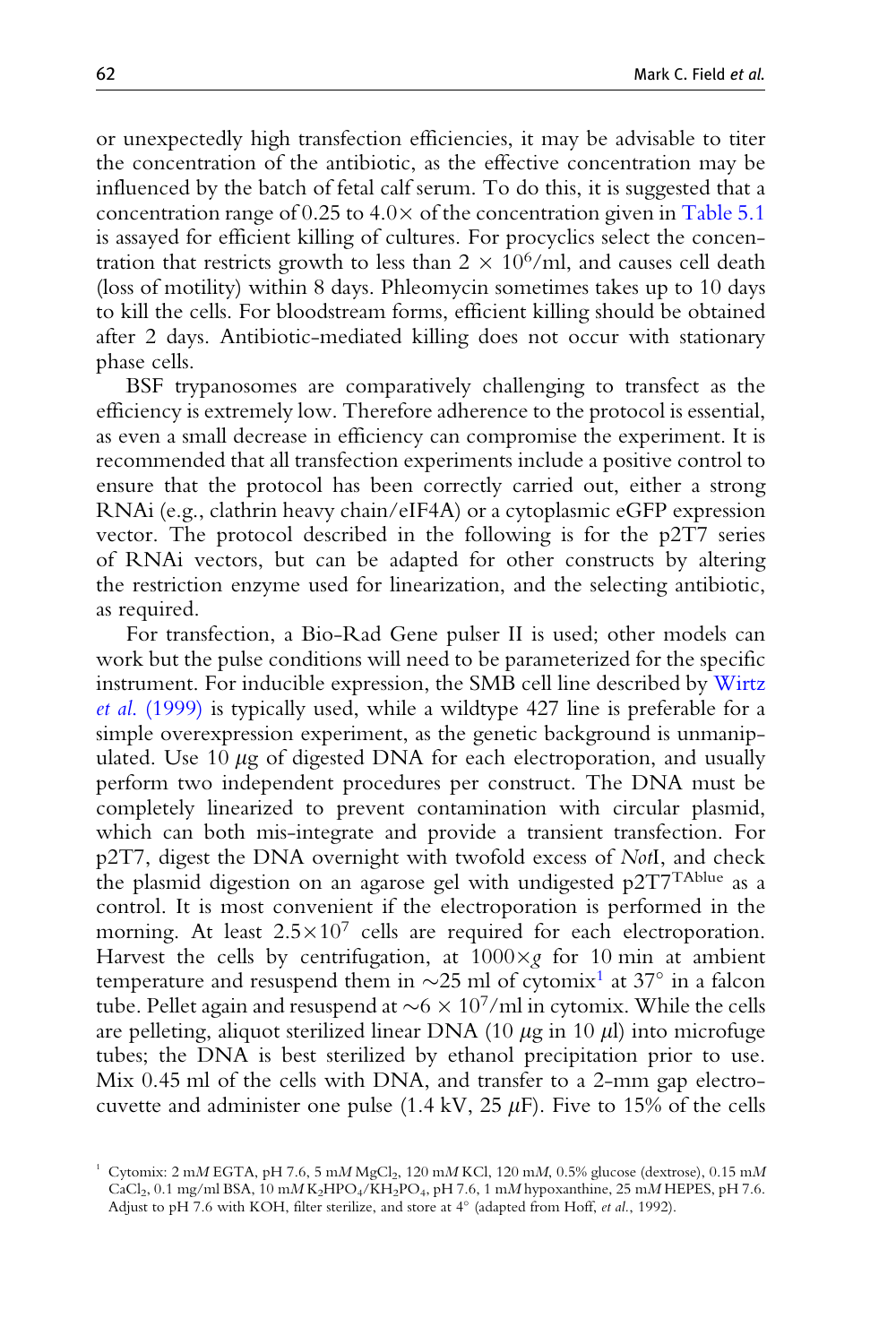or unexpectedly high transfection efficiencies, it may be advisable to titer the concentration of the antibiotic, as the effective concentration may be influenced by the batch of fetal calf serum. To do this, it is suggested that a concentration range of 0.25 to 4.0× of the concentration given in Table 5.1 is assayed for efficient killing of cultures. For procyclics select the concentration that restricts growth to less than $2 \times 10^6$/ml, and causes cell death (loss of motility) within 8 days. Phleomycin sometimes takes up to 10 days to kill the cells. For bloodstream forms, efficient killing should be obtained after 2 days. Antibiotic-mediated killing does not occur with stationary phase cells.

BSF trypanosomes are comparatively challenging to transfect as the efficiency is extremely low. Therefore adherence to the protocol is essential, as even a small decrease in efficiency can compromise the experiment. It is recommended that all transfection experiments include a positive control to ensure that the protocol has been correctly carried out, either a strong RNAi (e.g., clathrin heavy chain/eIF4A) or a cytoplasmic eGFP expression vector. The protocol described in the following is for the p2T7 series of RNAi vectors, but can be adapted for other constructs by altering the restriction enzyme used for linearization, and the selecting antibiotic, as required.

For transfection, a Bio-Rad Gene pulser II is used; other models can work but the pulse conditions will need to be parameterized for the specific instrument. For inducible expression, the SMB cell line described by Wirtz *et al.* (1999) is typically used, while a wildtype 427 line is preferable for a simple overexpression experiment, as the genetic background is unmanipulated. Use 10 $\mu$g of digested DNA for each electroporation, and usually perform two independent procedures per construct. The DNA must be completely linearized to prevent contamination with circular plasmid, which can both mis-integrate and provide a transient transfection. For p2T7, digest the DNA overnight with twofold excess of *Not*I, and check the plasmid digestion on an agarose gel with undigested p2T7$^{\text{TAblue}}$ as a control. It is most convenient if the electroporation is performed in the morning. At least $2.5 \times 10^7$ cells are required for each electroporation. Harvest the cells by centrifugation, at $1000 \times g$ for 10 min at ambient temperature and resuspend them in ~25 ml of cytomix[1] at 37° in a falcon tube. Pellet again and resuspend at $\sim 6 \times 10^7$/ml in cytomix. While the cells are pelleting, aliquot sterilized linear DNA (10 $\mu$g in 10 $\mu$l) into microfuge tubes; the DNA is best sterilized by ethanol precipitation prior to use. Mix 0.45 ml of the cells with DNA, and transfer to a 2-mm gap electrocuvette and administer one pulse (1.4 kV, 25 $\mu$F). Five to 15% of the cells

[1] Cytomix: 2 m*M* EGTA, pH 7.6, 5 m*M* $MgCl_2$, 120 m*M* KCl, 120 m*M*, 0.5% glucose (dextrose), 0.15 m*M* $CaCl_2$, 0.1 mg/ml BSA, 10 m*M* $K_2HPO_4/KH_2PO_4$, pH 7.6, 1 m*M* hypoxanthine, 25 m*M* HEPES, pH 7.6. Adjust to pH 7.6 with KOH, filter sterilize, and store at 4° (adapted from Hoff, *et al.*, 1992).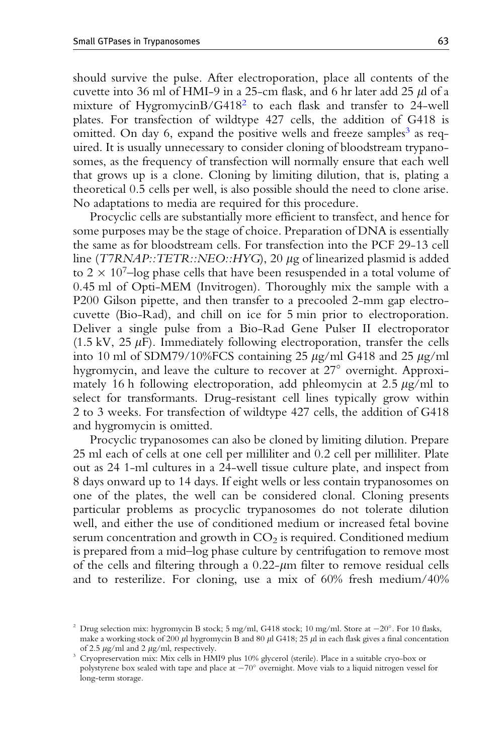should survive the pulse. After electroporation, place all contents of the cuvette into 36 ml of HMI-9 in a 25-cm flask, and 6 hr later add 25 $\mu$l of a mixture of HygromycinB/G418[2] to each flask and transfer to 24-well plates. For transfection of wildtype 427 cells, the addition of G418 is omitted. On day 6, expand the positive wells and freeze samples[3] as required. It is usually unnecessary to consider cloning of bloodstream trypanosomes, as the frequency of transfection will normally ensure that each well that grows up is a clone. Cloning by limiting dilution, that is, plating a theoretical 0.5 cells per well, is also possible should the need to clone arise. No adaptations to media are required for this procedure.

Procyclic cells are substantially more efficient to transfect, and hence for some purposes may be the stage of choice. Preparation of DNA is essentially the same as for bloodstream cells. For transfection into the PCF 29-13 cell line (*T7RNAP::TETR::NEO::HYG*), 20 $\mu$g of linearized plasmid is added to $2 \times 10^7$–log phase cells that have been resuspended in a total volume of 0.45 ml of Opti-MEM (Invitrogen). Thoroughly mix the sample with a P200 Gilson pipette, and then transfer to a precooled 2-mm gap electrocuvette (Bio-Rad), and chill on ice for 5 min prior to electroporation. Deliver a single pulse from a Bio-Rad Gene Pulser II electroporator (1.5 kV, 25 $\mu$F). Immediately following electroporation, transfer the cells into 10 ml of SDM79/10%FCS containing 25 $\mu$g/ml G418 and 25 $\mu$g/ml hygromycin, and leave the culture to recover at 27° overnight. Approximately 16 h following electroporation, add phleomycin at 2.5 $\mu$g/ml to select for transformants. Drug-resistant cell lines typically grow within 2 to 3 weeks. For transfection of wildtype 427 cells, the addition of G418 and hygromycin is omitted.

Procyclic trypanosomes can also be cloned by limiting dilution. Prepare 25 ml each of cells at one cell per milliliter and 0.2 cell per milliliter. Plate out as 24 1-ml cultures in a 24-well tissue culture plate, and inspect from 8 days onward up to 14 days. If eight wells or less contain trypanosomes on one of the plates, the well can be considered clonal. Cloning presents particular problems as procyclic trypanosomes do not tolerate dilution well, and either the use of conditioned medium or increased fetal bovine serum concentration and growth in $CO_2$ is required. Conditioned medium is prepared from a mid–log phase culture by centrifugation to remove most of the cells and filtering through a 0.22-$\mu$m filter to remove residual cells and to resterilize. For cloning, use a mix of 60% fresh medium/40%

[2] Drug selection mix: hygromycin B stock; 5 mg/ml, G418 stock; 10 mg/ml. Store at −20°. For 10 flasks, make a working stock of 200 $\mu$l hygromycin B and 80 $\mu$l G418; 25 $\mu$l in each flask gives a final concentation of 2.5 $\mu$g/ml and 2 $\mu$g/ml, respectively.

[3] Cryopreservation mix: Mix cells in HMI9 plus 10% glycerol (sterile). Place in a suitable cryo-box or polystyrene box sealed with tape and place at −70° overnight. Move vials to a liquid nitrogen vessel for long-term storage.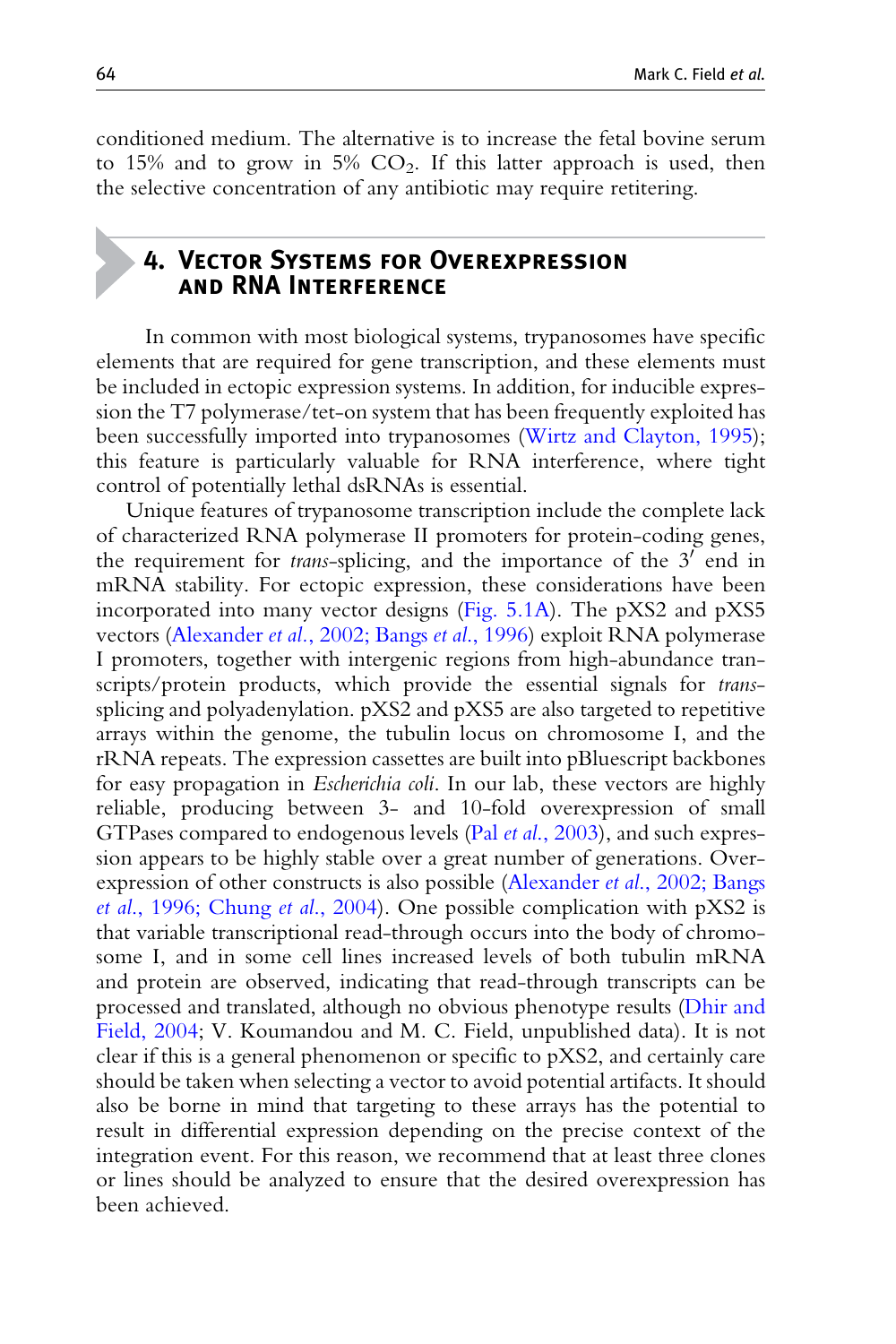conditioned medium. The alternative is to increase the fetal bovine serum to 15% and to grow in 5% $CO_2$. If this latter approach is used, then the selective concentration of any antibiotic may require retitering.

## 4. Vector Systems for Overexpression and RNA Interference

In common with most biological systems, trypanosomes have specific elements that are required for gene transcription, and these elements must be included in ectopic expression systems. In addition, for inducible expression the T7 polymerase/tet-on system that has been frequently exploited has been successfully imported into trypanosomes (Wirtz and Clayton, 1995); this feature is particularly valuable for RNA interference, where tight control of potentially lethal dsRNAs is essential.

Unique features of trypanosome transcription include the complete lack of characterized RNA polymerase II promoters for protein-coding genes, the requirement for *trans*-splicing, and the importance of the 3′ end in mRNA stability. For ectopic expression, these considerations have been incorporated into many vector designs (Fig. 5.1A). The pXS2 and pXS5 vectors (Alexander *et al.*, 2002; Bangs *et al.*, 1996) exploit RNA polymerase I promoters, together with intergenic regions from high-abundance transcripts/protein products, which provide the essential signals for *trans*-splicing and polyadenylation. pXS2 and pXS5 are also targeted to repetitive arrays within the genome, the tubulin locus on chromosome I, and the rRNA repeats. The expression cassettes are built into pBluescript backbones for easy propagation in *Escherichia coli*. In our lab, these vectors are highly reliable, producing between 3- and 10-fold overexpression of small GTPases compared to endogenous levels (Pal *et al.*, 2003), and such expression appears to be highly stable over a great number of generations. Overexpression of other constructs is also possible (Alexander *et al.*, 2002; Bangs *et al.*, 1996; Chung *et al.*, 2004). One possible complication with pXS2 is that variable transcriptional read-through occurs into the body of chromosome I, and in some cell lines increased levels of both tubulin mRNA and protein are observed, indicating that read-through transcripts can be processed and translated, although no obvious phenotype results (Dhir and Field, 2004; V. Koumandou and M. C. Field, unpublished data). It is not clear if this is a general phenomenon or specific to pXS2, and certainly care should be taken when selecting a vector to avoid potential artifacts. It should also be borne in mind that targeting to these arrays has the potential to result in differential expression depending on the precise context of the integration event. For this reason, we recommend that at least three clones or lines should be analyzed to ensure that the desired overexpression has been achieved.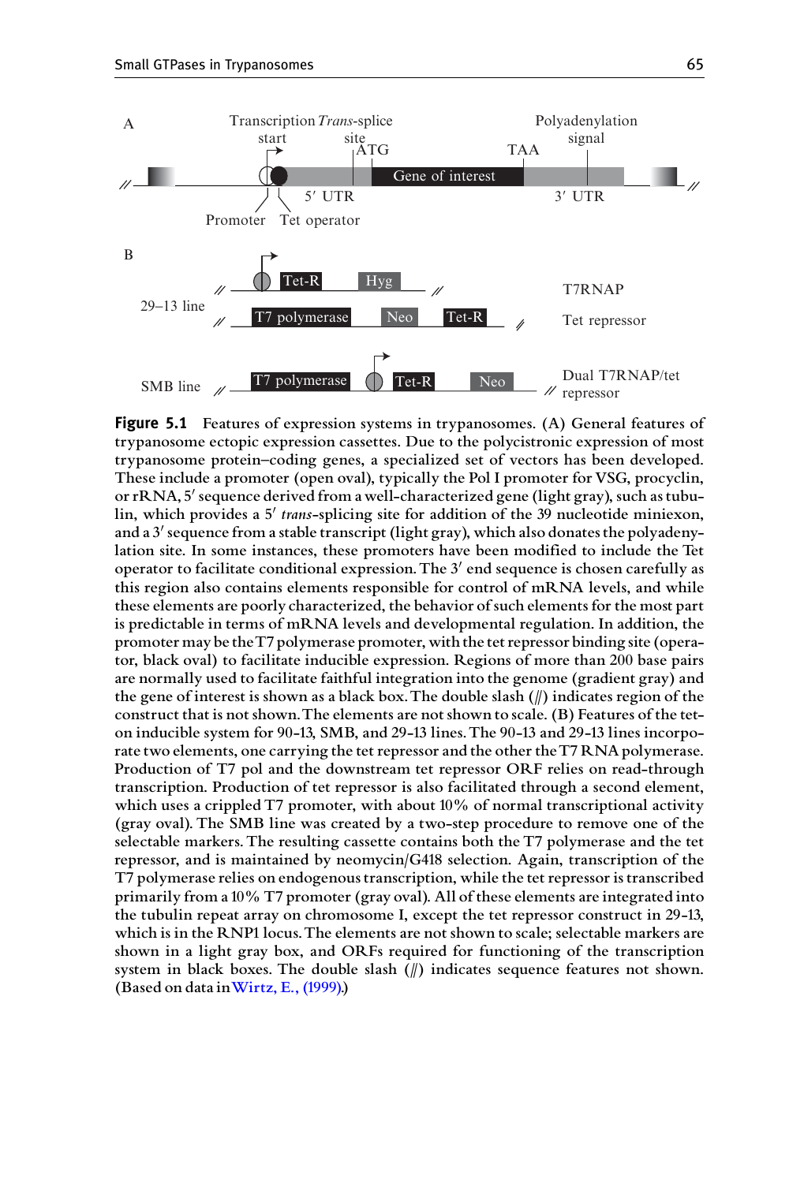**Figure 5.1** Features of expression systems in trypanosomes. (A) General features of trypanosome ectopic expression cassettes. Due to the polycistronic expression of most trypanosome protein–coding genes, a specialized set of vectors has been developed. These include a promoter (open oval), typically the Pol I promoter for VSG, procyclin, or rRNA, 5′ sequence derived from a well-characterized gene (light gray), such as tubulin, which provides a 5′ *trans*-splicing site for addition of the 39 nucleotide miniexon, and a 3′ sequence from a stable transcript (light gray), which also donates the polyadenylation site. In some instances, these promoters have been modified to include the Tet operator to facilitate conditional expression. The 3′ end sequence is chosen carefully as this region also contains elements responsible for control of mRNA levels, and while these elements are poorly characterized, the behavior of such elements for the most part is predictable in terms of mRNA levels and developmental regulation. In addition, the promoter may be the T7 polymerase promoter, with the tet repressor binding site (operator, black oval) to facilitate inducible expression. Regions of more than 200 base pairs are normally used to facilitate faithful integration into the genome (gradient gray) and the gene of interest is shown as a black box. The double slash (//) indicates region of the construct that is not shown. The elements are not shown to scale. (B) Features of the tet-on inducible system for 90-13, SMB, and 29-13 lines. The 90-13 and 29-13 lines incorporate two elements, one carrying the tet repressor and the other the T7 RNA polymerase. Production of T7 pol and the downstream tet repressor ORF relies on read-through transcription. Production of tet repressor is also facilitated through a second element, which uses a crippled T7 promoter, with about 10% of normal transcriptional activity (gray oval). The SMB line was created by a two-step procedure to remove one of the selectable markers. The resulting cassette contains both the T7 polymerase and the tet repressor, and is maintained by neomycin/G418 selection. Again, transcription of the T7 polymerase relies on endogenous transcription, while the tet repressor is transcribed primarily from a 10% T7 promoter (gray oval). All of these elements are integrated into the tubulin repeat array on chromosome I, except the tet repressor construct in 29-13, which is in the RNP1 locus. The elements are not shown to scale; selectable markers are shown in a light gray box, and ORFs required for functioning of the transcription system in black boxes. The double slash (//) indicates sequence features not shown. (Based on data in Wirtz, E., (1999).)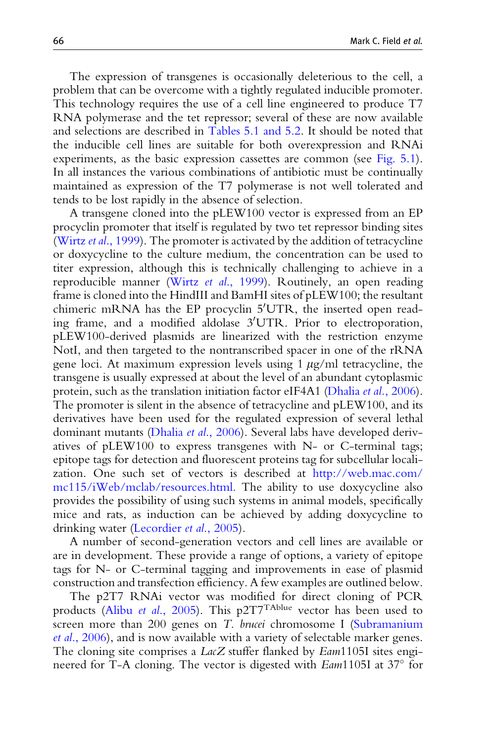The expression of transgenes is occasionally deleterious to the cell, a problem that can be overcome with a tightly regulated inducible promoter. This technology requires the use of a cell line engineered to produce T7 RNA polymerase and the tet repressor; several of these are now available and selections are described in Tables 5.1 and 5.2. It should be noted that the inducible cell lines are suitable for both overexpression and RNAi experiments, as the basic expression cassettes are common (see Fig. 5.1). In all instances the various combinations of antibiotic must be continually maintained as expression of the T7 polymerase is not well tolerated and tends to be lost rapidly in the absence of selection.

A transgene cloned into the pLEW100 vector is expressed from an EP procyclin promoter that itself is regulated by two tet repressor binding sites (Wirtz *et al.*, 1999). The promoter is activated by the addition of tetracycline or doxycycline to the culture medium, the concentration can be used to titer expression, although this is technically challenging to achieve in a reproducible manner (Wirtz *et al.*, 1999). Routinely, an open reading frame is cloned into the HindIII and BamHI sites of pLEW100; the resultant chimeric mRNA has the EP procyclin 5′UTR, the inserted open reading frame, and a modified aldolase 3′UTR. Prior to electroporation, pLEW100-derived plasmids are linearized with the restriction enzyme NotI, and then targeted to the nontranscribed spacer in one of the rRNA gene loci. At maximum expression levels using 1 $\mu$g/ml tetracycline, the transgene is usually expressed at about the level of an abundant cytoplasmic protein, such as the translation initiation factor eIF4A1 (Dhalia *et al.*, 2006). The promoter is silent in the absence of tetracycline and pLEW100, and its derivatives have been used for the regulated expression of several lethal dominant mutants (Dhalia *et al.*, 2006). Several labs have developed derivatives of pLEW100 to express transgenes with N- or C-terminal tags; epitope tags for detection and fluorescent proteins tag for subcellular localization. One such set of vectors is described at http://web.mac.com/mc115/iWeb/mclab/resources.html. The ability to use doxycycline also provides the possibility of using such systems in animal models, specifically mice and rats, as induction can be achieved by adding doxycycline to drinking water (Lecordier *et al.*, 2005).

A number of second-generation vectors and cell lines are available or are in development. These provide a range of options, a variety of epitope tags for N- or C-terminal tagging and improvements in ease of plasmid construction and transfection efficiency. A few examples are outlined below.

The p2T7 RNAi vector was modified for direct cloning of PCR products (Alibu *et al.*, 2005). This p2T7$^{\mathrm{TAblue}}$ vector has been used to screen more than 200 genes on *T. brucei* chromosome I (Subramanium *et al.*, 2006), and is now available with a variety of selectable marker genes. The cloning site comprises a *LacZ* stuffer flanked by *Eam*1105I sites engineered for T-A cloning. The vector is digested with *Eam*1105I at 37° for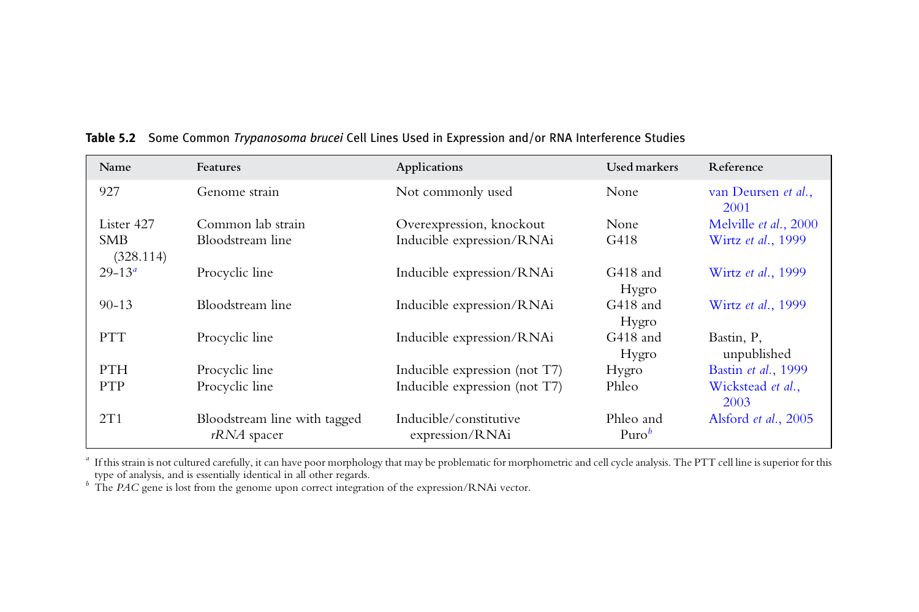**Table 5.2** Some Common *Trypanosoma brucei* Cell Lines Used in Expression and/or RNA Interference Studies

| Name | Features | Applications | Used markers | Reference |
|---|---|---|---|---|
| 927 | Genome strain | Not commonly used | None | van Deursen *et al.*, 2001 |
| Lister 427 | Common lab strain | Overexpression, knockout | None | Melville *et al.*, 2000 |
| SMB (328.114) | Bloodstream line | Inducible expression/RNAi | G418 | Wirtz *et al.*, 1999 |
| 29-13[a] | Procyclic line | Inducible expression/RNAi | G418 and Hygro | Wirtz *et al.*, 1999 |
| 90-13 | Bloodstream line | Inducible expression/RNAi | G418 and Hygro | Wirtz *et al.*, 1999 |
| PTT | Procyclic line | Inducible expression/RNAi | G418 and Hygro | Bastin, P, unpublished |
| PTH | Procyclic line | Inducible expression (not T7) | Hygro | Bastin *et al.*, 1999 |
| PTP | Procyclic line | Inducible expression (not T7) | Phleo | Wickstead *et al.*, 2003 |
| 2T1 | Bloodstream line with tagged *rRNA* spacer | Inducible/constitutive expression/RNAi | Phleo and Puro[b] | Alsford *et al.*, 2005 |

[a] If this strain is not cultured carefully, it can have poor morphology that may be problematic for morphometric and cell cycle analysis. The PTT cell line is superior for this type of analysis, and is essentially identical in all other regards.

[b] The *PAC* gene is lost from the genome upon correct integration of the expression/RNAi vector.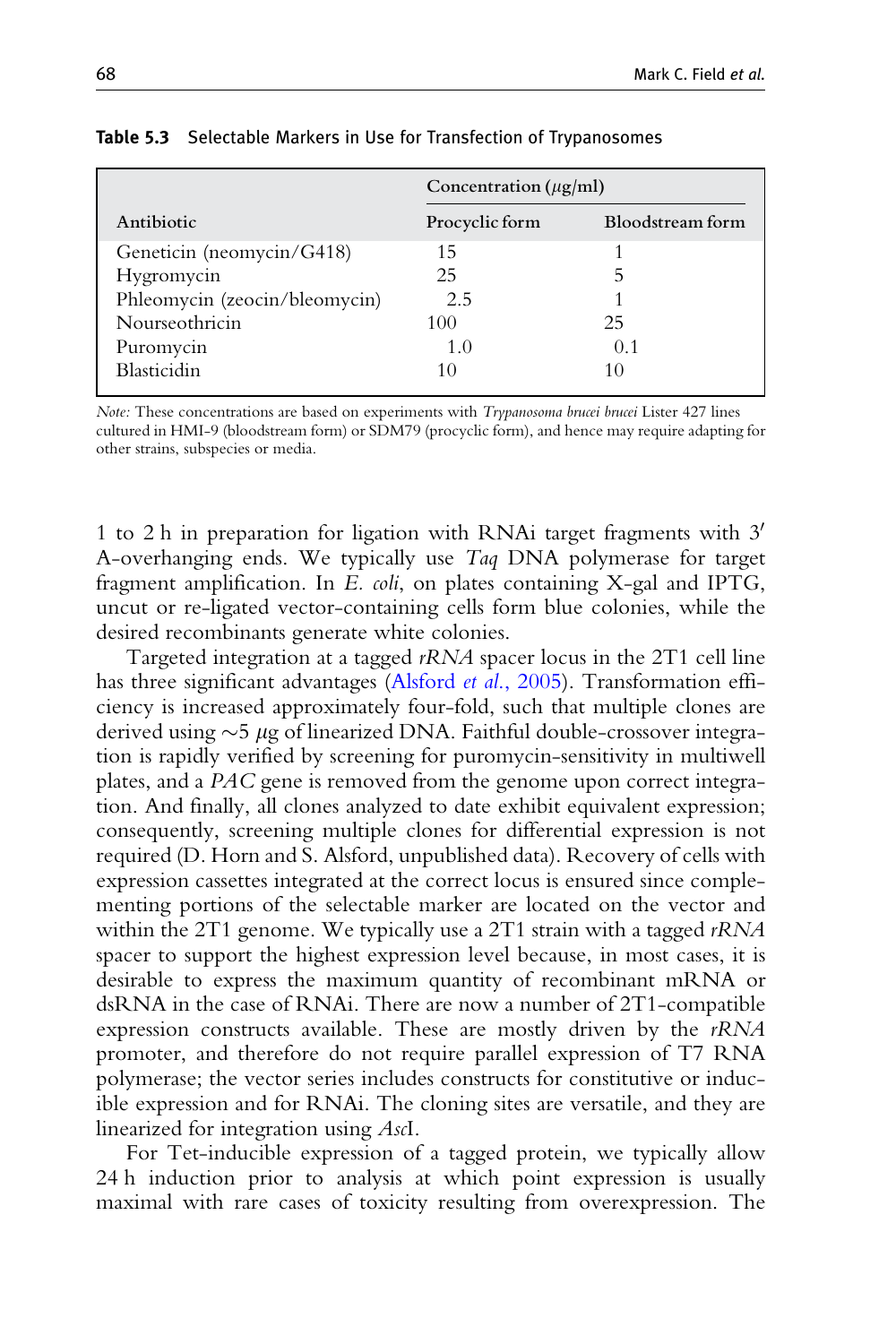**Table 5.3** Selectable Markers in Use for Transfection of Trypanosomes

| Antibiotic | Concentration (μg/ml) | |
|---|---|---|
| | Procyclic form | Bloodstream form |
| Geneticin (neomycin/G418) | 15 | 1 |
| Hygromycin | 25 | 5 |
| Phleomycin (zeocin/bleomycin) | 2.5 | 1 |
| Nourseothricin | 100 | 25 |
| Puromycin | 1.0 | 0.1 |
| Blasticidin | 10 | 10 |

*Note:* These concentrations are based on experiments with *Trypanosoma brucei brucei* Lister 427 lines cultured in HMI-9 (bloodstream form) or SDM79 (procyclic form), and hence may require adapting for other strains, subspecies or media.

1 to 2 h in preparation for ligation with RNAi target fragments with 3′ A-overhanging ends. We typically use *Taq* DNA polymerase for target fragment amplification. In *E. coli*, on plates containing X-gal and IPTG, uncut or re-ligated vector-containing cells form blue colonies, while the desired recombinants generate white colonies.

Targeted integration at a tagged *rRNA* spacer locus in the 2T1 cell line has three significant advantages (Alsford *et al.*, 2005). Transformation efficiency is increased approximately four-fold, such that multiple clones are derived using ~5 μg of linearized DNA. Faithful double-crossover integration is rapidly verified by screening for puromycin-sensitivity in multiwell plates, and a *PAC* gene is removed from the genome upon correct integration. And finally, all clones analyzed to date exhibit equivalent expression; consequently, screening multiple clones for differential expression is not required (D. Horn and S. Alsford, unpublished data). Recovery of cells with expression cassettes integrated at the correct locus is ensured since complementing portions of the selectable marker are located on the vector and within the 2T1 genome. We typically use a 2T1 strain with a tagged *rRNA* spacer to support the highest expression level because, in most cases, it is desirable to express the maximum quantity of recombinant mRNA or dsRNA in the case of RNAi. There are now a number of 2T1-compatible expression constructs available. These are mostly driven by the *rRNA* promoter, and therefore do not require parallel expression of T7 RNA polymerase; the vector series includes constructs for constitutive or inducible expression and for RNAi. The cloning sites are versatile, and they are linearized for integration using *Asc*I.

For Tet-inducible expression of a tagged protein, we typically allow 24 h induction prior to analysis at which point expression is usually maximal with rare cases of toxicity resulting from overexpression. The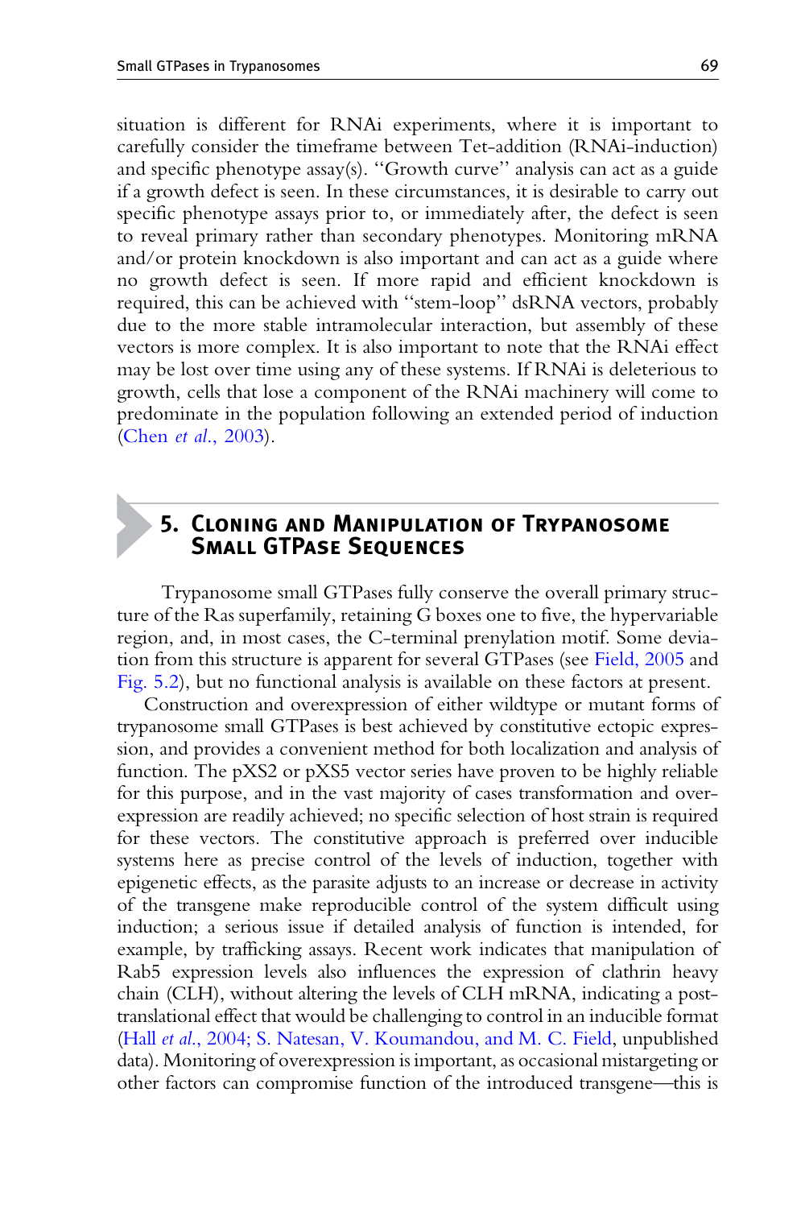situation is different for RNAi experiments, where it is important to carefully consider the timeframe between Tet-addition (RNAi-induction) and specific phenotype assay(s). ''Growth curve'' analysis can act as a guide if a growth defect is seen. In these circumstances, it is desirable to carry out specific phenotype assays prior to, or immediately after, the defect is seen to reveal primary rather than secondary phenotypes. Monitoring mRNA and/or protein knockdown is also important and can act as a guide where no growth defect is seen. If more rapid and efficient knockdown is required, this can be achieved with ''stem-loop'' dsRNA vectors, probably due to the more stable intramolecular interaction, but assembly of these vectors is more complex. It is also important to note that the RNAi effect may be lost over time using any of these systems. If RNAi is deleterious to growth, cells that lose a component of the RNAi machinery will come to predominate in the population following an extended period of induction (Chen *et al.*, 2003).

## 5. Cloning and Manipulation of Trypanosome Small GTPase Sequences

Trypanosome small GTPases fully conserve the overall primary structure of the Ras superfamily, retaining G boxes one to five, the hypervariable region, and, in most cases, the C-terminal prenylation motif. Some deviation from this structure is apparent for several GTPases (see Field, 2005 and Fig. 5.2), but no functional analysis is available on these factors at present.

Construction and overexpression of either wildtype or mutant forms of trypanosome small GTPases is best achieved by constitutive ectopic expression, and provides a convenient method for both localization and analysis of function. The pXS2 or pXS5 vector series have proven to be highly reliable for this purpose, and in the vast majority of cases transformation and overexpression are readily achieved; no specific selection of host strain is required for these vectors. The constitutive approach is preferred over inducible systems here as precise control of the levels of induction, together with epigenetic effects, as the parasite adjusts to an increase or decrease in activity of the transgene make reproducible control of the system difficult using induction; a serious issue if detailed analysis of function is intended, for example, by trafficking assays. Recent work indicates that manipulation of Rab5 expression levels also influences the expression of clathrin heavy chain (CLH), without altering the levels of CLH mRNA, indicating a post-translational effect that would be challenging to control in an inducible format (Hall *et al.*, 2004; S. Natesan, V. Koumandou, and M. C. Field, unpublished data). Monitoring of overexpression is important, as occasional mistargeting or other factors can compromise function of the introduced transgene—this is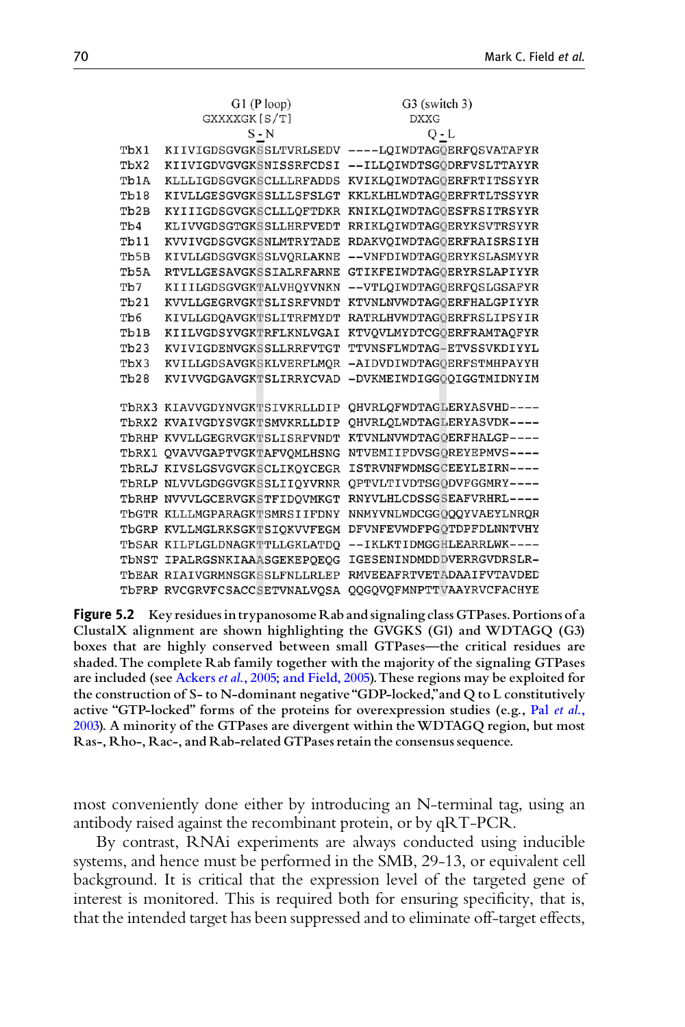```
              G1 (P loop)                  G3 (switch 3)
              GXXXXGK[S/T]                 DXXG
                   S-N                        Q-L
TbX1   KIIVIGDSGVGKSSLTVRLSEDV  ----LQIWDTAGQERFQSVATAFYR
TbX2   KIIVIGDVGVGKSNISSRFCDSI  --ILLQIWDTSGQDRFVSLTTAYYR
Tb1A   KLLLIGDSGVGKSCLLLRFADDS  KVIKLQIWDTAGQERFRTITSSYYR
Tb18   KIVLLGESGVGKSSLLLSFSLGT  KKLKLHLWDTAGQERFRTLTSSYYR
Tb2B   KYIIIGDSGVGKSCLLLQFTDKR  KNIKLQIWDTAGQESFRSITRSYYR
Tb4    KLIVVGDSGTGKSSLLHRFVEDT  RRIKLQIWDTAGQERYKSVTRSYYR
Tb11   KVVIVGDSGVGKSNLMTRYTADE  RDAKVQIWDTAGQERFRAISRSIYH
Tb5B   KIVLLGDSGVGKSSLVQRLAKNE  --VNFDIWDTAGQERYKSLASMYYR
Tb5A   RTVLLGESAVGKSSIALRFARNE  GTIKFEIWDTAGQERYRSLAPIYYR
Tb7    KIIILGDSGVGKTALVHQYVNKN  --VTLQIWDTAGQERFQSLGSAFYR
Tb21   KVVLLGEGRVGKTSLISRFVNDT  KTVNLNVWDTAGQERFHALGPIYYR
Tb6    KIVLLGDQAVGKTSLITRFMYDT  RATRLHVWDTAGQERFRSLIPSYIR
Tb1B   KIILVGDSYVGKTRFLKNLVGAI  KTVQVLMYDTCGQERFRAMTAQFYR
Tb23   KVIVIGDENVGKSSLLRRFVTGT  TTVNSFLWDTAG-ETVSSVKDIYYL
TbX3   KVILLGDSAVGKSKLVERFLMQR  -AIDVDIWDTAGQERFSTMHPAYYH
Tb28   KVIVVGDGAVGKTSLIRRYCVAD  -DVKMEIWDIGGQQIGGTMIDNYIM

TbRX3  KIAVVGDYNVGKTSIVKRLLDIP  QHVRLQFWDTAGLERYASVHD----
TbRX2  KVAIVGDYSVGKTSMVKRLLDIP  QHVRLQLWDTAGLERYASVDK----
TbRHP  KVVLLGEGRVGKTSLISRFVNDT  KTVNLNVWDTAGQERFHALGP----
TbRX1  QVAVVGAPTVGKTAFVQMLHSNG  NTVEMIIFDVSGQREYEPMVS----
TbRLJ  KIVSLGSVGVGKSCLIKQYCEGR  ISTRVNFWDMSGCEEYLEIRN----
TbRLP  NLVVLGDGGVGKSSLIIQYVRNR  QPTVLTIVDTSGQDVFGGMRY----
TbRHP  NVVVLGCERVGKSTFIDQVMKGT  RNYVLHLCDSSGSEAFVRHRL----
TbGTR  KLLLMGPARAGKTSMRSIIFDNY  NNMYVNLWDCGGQQQYVAEYLNRQR
TbGRP  KVLLMGLRKSGKTSIQKVVFEGM  DFVNFEVWDFPGQTDPFDLNNTVHY
TbSAR  KILFLGLDNAGKTTLLGKLATDQ  --IKLKTIDMGGHLEARRLWK----
TbNST  IPALRGSNKIAAASGEKEPQEQG  IGESENINDMDDDVERRGVDRSLR-
TbEAR  RIAIVGRMNSGKSSLFNLLRLEP  RMVEEAFRTVETADAAIFVTAVDED
TbFRP  RVCGRVFCSACCSETVNALVQSA  QQGQVQFMNPTTVAAYRVCFACHYE
```

**Figure 5.2** Key residues in trypanosome Rab and signaling class GTPases. Portions of a ClustalX alignment are shown highlighting the GVGKS (G1) and WDTAGQ (G3) boxes that are highly conserved between small GTPases—the critical residues are shaded. The complete Rab family together with the majority of the signaling GTPases are included (see Ackers *et al.*, 2005; and Field, 2005). These regions may be exploited for the construction of S- to N-dominant negative "GDP-locked," and Q to L constitutively active "GTP-locked" forms of the proteins for overexpression studies (e.g., Pal *et al.*, 2003). A minority of the GTPases are divergent within the WDTAGQ region, but most Ras-, Rho-, Rac-, and Rab-related GTPases retain the consensus sequence.

most conveniently done either by introducing an N-terminal tag, using an antibody raised against the recombinant protein, or by qRT-PCR.

By contrast, RNAi experiments are always conducted using inducible systems, and hence must be performed in the SMB, 29-13, or equivalent cell background. It is critical that the expression level of the targeted gene of interest is monitored. This is required both for ensuring specificity, that is, that the intended target has been suppressed and to eliminate off-target effects,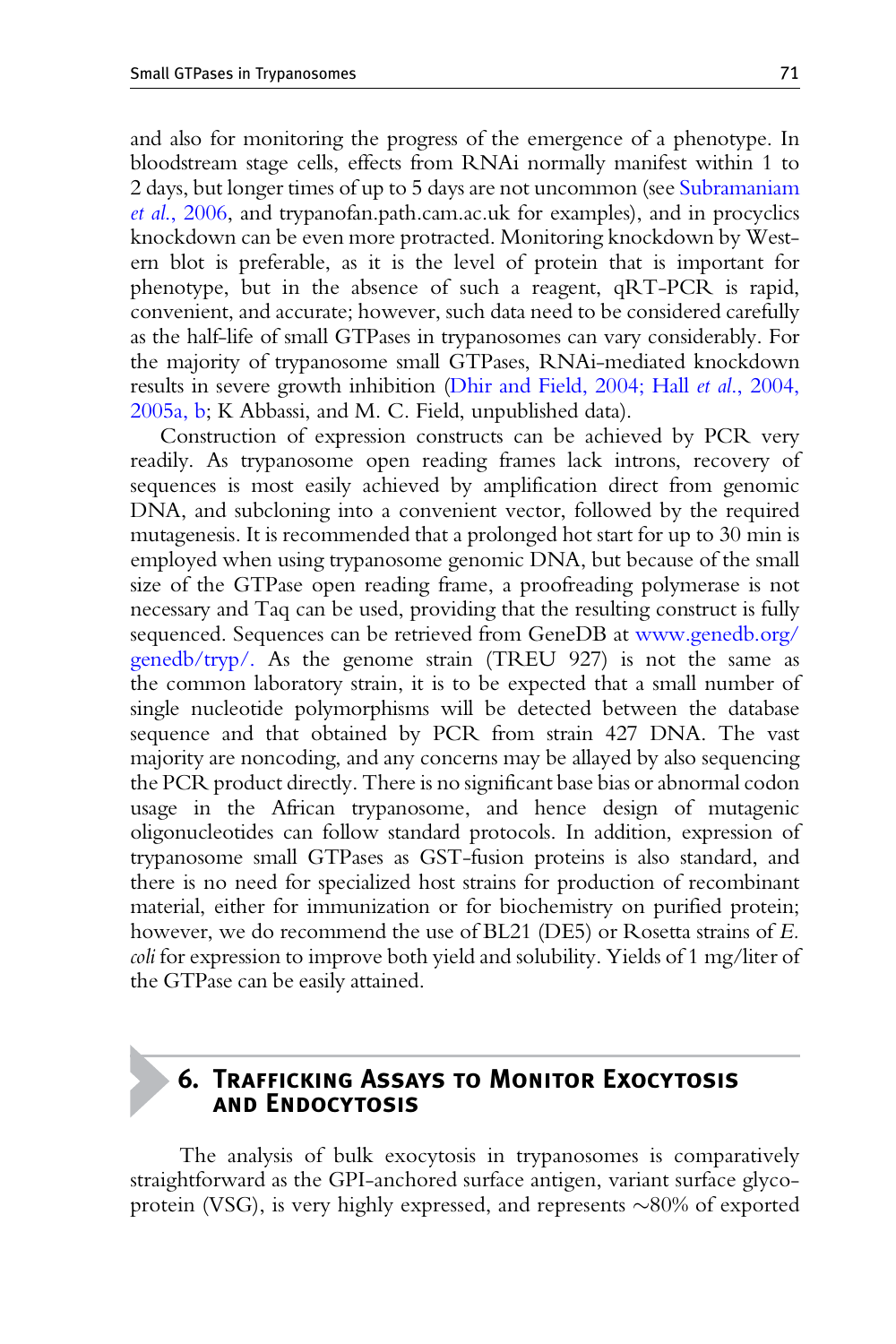and also for monitoring the progress of the emergence of a phenotype. In bloodstream stage cells, effects from RNAi normally manifest within 1 to 2 days, but longer times of up to 5 days are not uncommon (see Subramaniam *et al.*, 2006, and trypanofan.path.cam.ac.uk for examples), and in procyclics knockdown can be even more protracted. Monitoring knockdown by Western blot is preferable, as it is the level of protein that is important for phenotype, but in the absence of such a reagent, qRT-PCR is rapid, convenient, and accurate; however, such data need to be considered carefully as the half-life of small GTPases in trypanosomes can vary considerably. For the majority of trypanosome small GTPases, RNAi-mediated knockdown results in severe growth inhibition (Dhir and Field, 2004; Hall *et al.*, 2004, 2005a, b; K Abbassi, and M. C. Field, unpublished data).

Construction of expression constructs can be achieved by PCR very readily. As trypanosome open reading frames lack introns, recovery of sequences is most easily achieved by amplification direct from genomic DNA, and subcloning into a convenient vector, followed by the required mutagenesis. It is recommended that a prolonged hot start for up to 30 min is employed when using trypanosome genomic DNA, but because of the small size of the GTPase open reading frame, a proofreading polymerase is not necessary and Taq can be used, providing that the resulting construct is fully sequenced. Sequences can be retrieved from GeneDB at www.genedb.org/genedb/tryp/. As the genome strain (TREU 927) is not the same as the common laboratory strain, it is to be expected that a small number of single nucleotide polymorphisms will be detected between the database sequence and that obtained by PCR from strain 427 DNA. The vast majority are noncoding, and any concerns may be allayed by also sequencing the PCR product directly. There is no significant base bias or abnormal codon usage in the African trypanosome, and hence design of mutagenic oligonucleotides can follow standard protocols. In addition, expression of trypanosome small GTPases as GST-fusion proteins is also standard, and there is no need for specialized host strains for production of recombinant material, either for immunization or for biochemistry on purified protein; however, we do recommend the use of BL21 (DE5) or Rosetta strains of *E. coli* for expression to improve both yield and solubility. Yields of 1 mg/liter of the GTPase can be easily attained.

## 6. Trafficking Assays to Monitor Exocytosis and Endocytosis

The analysis of bulk exocytosis in trypanosomes is comparatively straightforward as the GPI-anchored surface antigen, variant surface glycoprotein (VSG), is very highly expressed, and represents ~80% of exported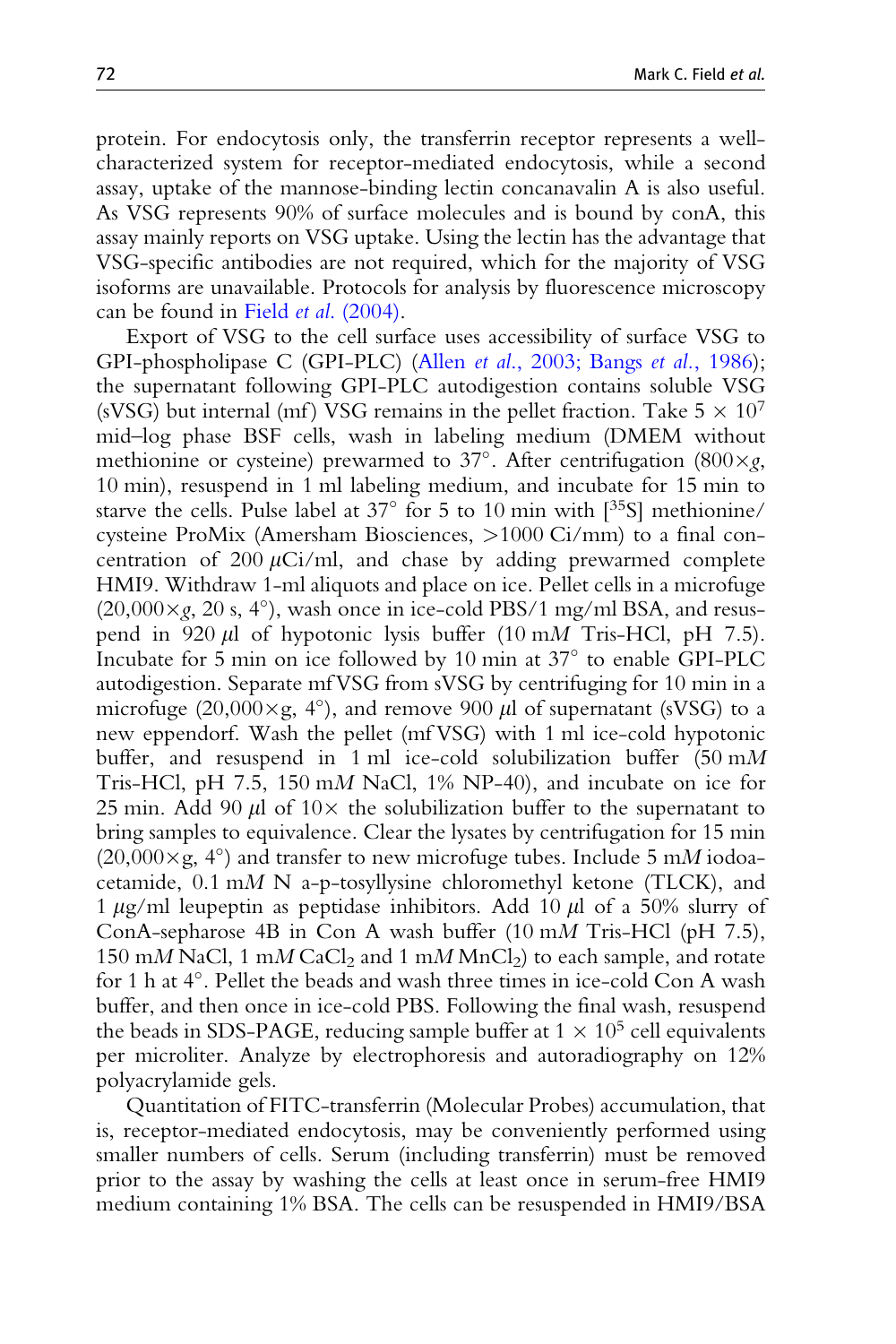protein. For endocytosis only, the transferrin receptor represents a well-characterized system for receptor-mediated endocytosis, while a second assay, uptake of the mannose-binding lectin concanavalin A is also useful. As VSG represents 90% of surface molecules and is bound by conA, this assay mainly reports on VSG uptake. Using the lectin has the advantage that VSG-specific antibodies are not required, which for the majority of VSG isoforms are unavailable. Protocols for analysis by fluorescence microscopy can be found in Field *et al.* (2004).

Export of VSG to the cell surface uses accessibility of surface VSG to GPI-phospholipase C (GPI-PLC) (Allen *et al.*, 2003; Bangs *et al.*, 1986); the supernatant following GPI-PLC autodigestion contains soluble VSG (sVSG) but internal (mf) VSG remains in the pellet fraction. Take $5 \times 10^7$ mid–log phase BSF cells, wash in labeling medium (DMEM without methionine or cysteine) prewarmed to 37°. After centrifugation ($800\times g$, 10 min), resuspend in 1 ml labeling medium, and incubate for 15 min to starve the cells. Pulse label at 37° for 5 to 10 min with [$^{35}$S] methionine/cysteine ProMix (Amersham Biosciences, >1000 Ci/mm) to a final concentration of 200 $\mu$Ci/ml, and chase by adding prewarmed complete HMI9. Withdraw 1-ml aliquots and place on ice. Pellet cells in a microfuge ($20{,}000\times g$, 20 s, 4°), wash once in ice-cold PBS/1 mg/ml BSA, and resuspend in 920 $\mu$l of hypotonic lysis buffer (10 m*M* Tris-HCl, pH 7.5). Incubate for 5 min on ice followed by 10 min at 37° to enable GPI-PLC autodigestion. Separate mfVSG from sVSG by centrifuging for 10 min in a microfuge ($20{,}000\times$g, 4°), and remove 900 $\mu$l of supernatant (sVSG) to a new eppendorf. Wash the pellet (mfVSG) with 1 ml ice-cold hypotonic buffer, and resuspend in 1 ml ice-cold solubilization buffer (50 m*M* Tris-HCl, pH 7.5, 150 m*M* NaCl, 1% NP-40), and incubate on ice for 25 min. Add 90 $\mu$l of 10× the solubilization buffer to the supernatant to bring samples to equivalence. Clear the lysates by centrifugation for 15 min ($20{,}000\times$g, 4°) and transfer to new microfuge tubes. Include 5 m*M* iodoacetamide, 0.1 m*M* N a-p-tosyllysine chloromethyl ketone (TLCK), and 1 $\mu$g/ml leupeptin as peptidase inhibitors. Add 10 $\mu$l of a 50% slurry of ConA-sepharose 4B in Con A wash buffer (10 m*M* Tris-HCl (pH 7.5), 150 m*M* NaCl, 1 m*M* $CaCl_2$ and 1 m*M* $MnCl_2$) to each sample, and rotate for 1 h at 4°. Pellet the beads and wash three times in ice-cold Con A wash buffer, and then once in ice-cold PBS. Following the final wash, resuspend the beads in SDS-PAGE, reducing sample buffer at $1 \times 10^5$ cell equivalents per microliter. Analyze by electrophoresis and autoradiography on 12% polyacrylamide gels.

Quantitation of FITC-transferrin (Molecular Probes) accumulation, that is, receptor-mediated endocytosis, may be conveniently performed using smaller numbers of cells. Serum (including transferrin) must be removed prior to the assay by washing the cells at least once in serum-free HMI9 medium containing 1% BSA. The cells can be resuspended in HMI9/BSA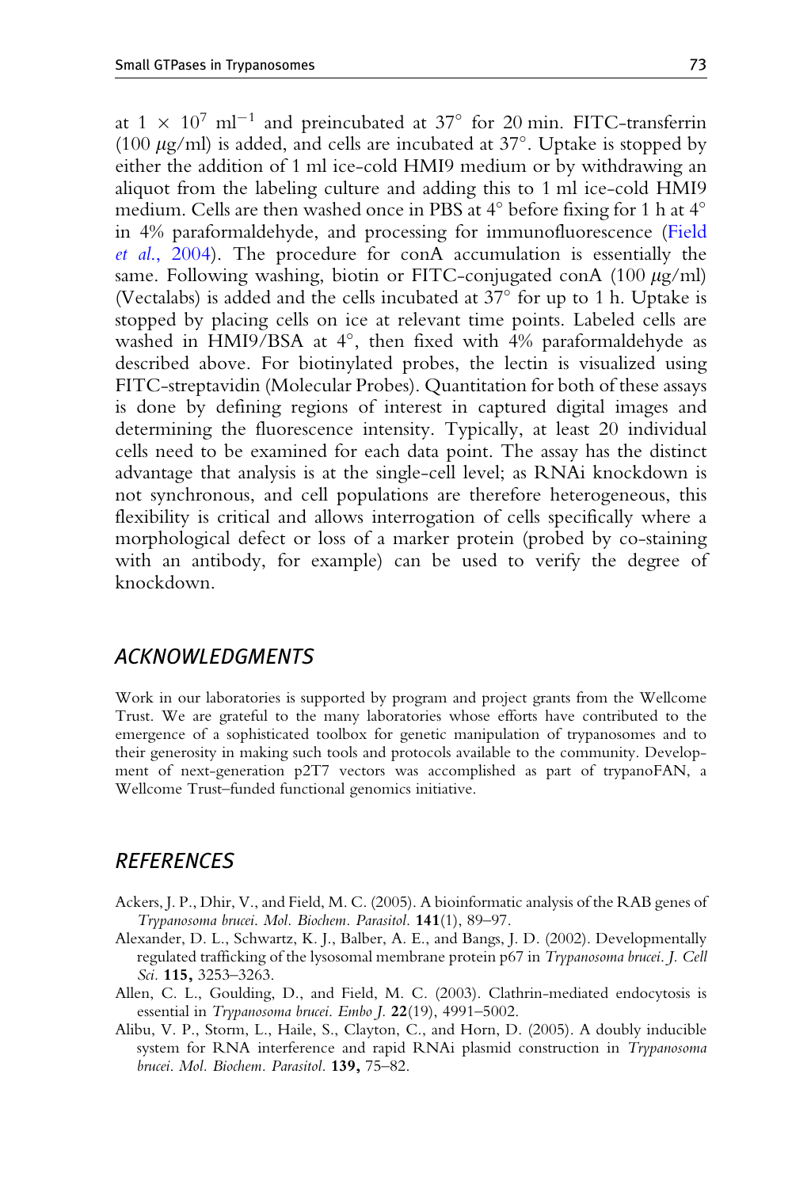at $1 \times 10^7$ $ml^{-1}$ and preincubated at 37° for 20 min. FITC-transferrin (100 $\mu$g/ml) is added, and cells are incubated at 37°. Uptake is stopped by either the addition of 1 ml ice-cold HMI9 medium or by withdrawing an aliquot from the labeling culture and adding this to 1 ml ice-cold HMI9 medium. Cells are then washed once in PBS at 4° before fixing for 1 h at 4° in 4% paraformaldehyde, and processing for immunofluorescence (Field *et al*., 2004). The procedure for conA accumulation is essentially the same. Following washing, biotin or FITC-conjugated conA (100 $\mu$g/ml) (Vectalabs) is added and the cells incubated at 37° for up to 1 h. Uptake is stopped by placing cells on ice at relevant time points. Labeled cells are washed in HMI9/BSA at 4°, then fixed with 4% paraformaldehyde as described above. For biotinylated probes, the lectin is visualized using FITC-streptavidin (Molecular Probes). Quantitation for both of these assays is done by defining regions of interest in captured digital images and determining the fluorescence intensity. Typically, at least 20 individual cells need to be examined for each data point. The assay has the distinct advantage that analysis is at the single-cell level; as RNAi knockdown is not synchronous, and cell populations are therefore heterogeneous, this flexibility is critical and allows interrogation of cells specifically where a morphological defect or loss of a marker protein (probed by co-staining with an antibody, for example) can be used to verify the degree of knockdown.

## ACKNOWLEDGMENTS

Work in our laboratories is supported by program and project grants from the Wellcome Trust. We are grateful to the many laboratories whose efforts have contributed to the emergence of a sophisticated toolbox for genetic manipulation of trypanosomes and to their generosity in making such tools and protocols available to the community. Development of next-generation p2T7 vectors was accomplished as part of trypanoFAN, a Wellcome Trust–funded functional genomics initiative.

## REFERENCES

Ackers, J. P., Dhir, V., and Field, M. C. (2005). A bioinformatic analysis of the RAB genes of *Trypanosoma brucei*. *Mol. Biochem. Parasitol.* **141**(1), 89–97.

Alexander, D. L., Schwartz, K. J., Balber, A. E., and Bangs, J. D. (2002). Developmentally regulated trafficking of the lysosomal membrane protein p67 in *Trypanosoma brucei*. *J. Cell Sci.* **115,** 3253–3263.

Allen, C. L., Goulding, D., and Field, M. C. (2003). Clathrin-mediated endocytosis is essential in *Trypanosoma brucei*. *Embo J.* **22**(19), 4991–5002.

Alibu, V. P., Storm, L., Haile, S., Clayton, C., and Horn, D. (2005). A doubly inducible system for RNA interference and rapid RNAi plasmid construction in *Trypanosoma brucei*. *Mol. Biochem. Parasitol.* **139,** 75–82.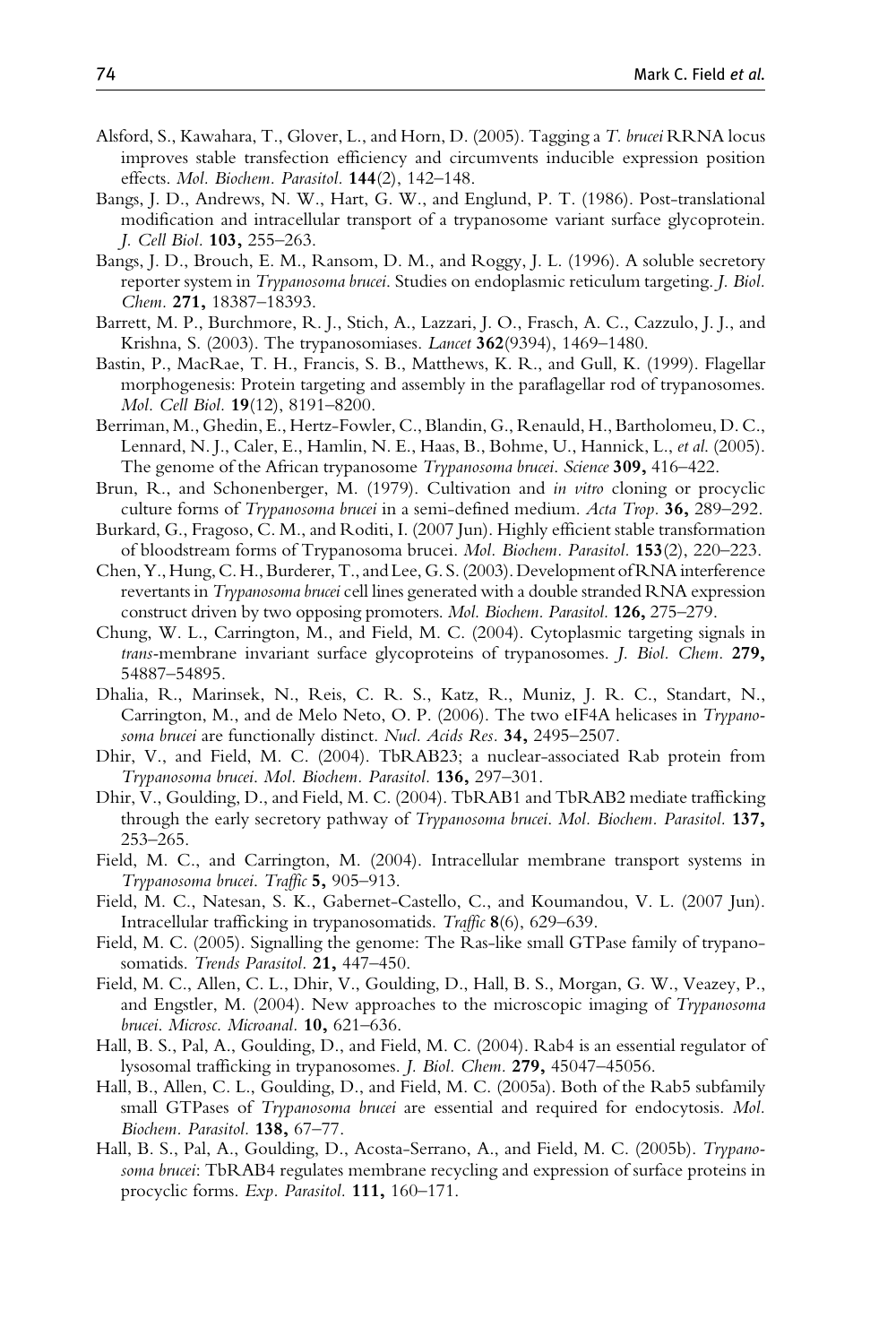Alsford, S., Kawahara, T., Glover, L., and Horn, D. (2005). Tagging a *T. brucei* RRNA locus improves stable transfection efficiency and circumvents inducible expression position effects. *Mol. Biochem. Parasitol.* **144**(2), 142–148.

Bangs, J. D., Andrews, N. W., Hart, G. W., and Englund, P. T. (1986). Post-translational modification and intracellular transport of a trypanosome variant surface glycoprotein. *J. Cell Biol.* **103,** 255–263.

Bangs, J. D., Brouch, E. M., Ransom, D. M., and Roggy, J. L. (1996). A soluble secretory reporter system in *Trypanosoma brucei*. Studies on endoplasmic reticulum targeting. *J. Biol. Chem.* **271,** 18387–18393.

Barrett, M. P., Burchmore, R. J., Stich, A., Lazzari, J. O., Frasch, A. C., Cazzulo, J. J., and Krishna, S. (2003). The trypanosomiases. *Lancet* **362**(9394), 1469–1480.

Bastin, P., MacRae, T. H., Francis, S. B., Matthews, K. R., and Gull, K. (1999). Flagellar morphogenesis: Protein targeting and assembly in the paraflagellar rod of trypanosomes. *Mol. Cell Biol.* **19**(12), 8191–8200.

Berriman, M., Ghedin, E., Hertz-Fowler, C., Blandin, G., Renauld, H., Bartholomeu, D. C., Lennard, N. J., Caler, E., Hamlin, N. E., Haas, B., Bohme, U., Hannick, L., *et al.* (2005). The genome of the African trypanosome *Trypanosoma brucei*. *Science* **309,** 416–422.

Brun, R., and Schonenberger, M. (1979). Cultivation and *in vitro* cloning or procyclic culture forms of *Trypanosoma brucei* in a semi-defined medium. *Acta Trop.* **36,** 289–292.

Burkard, G., Fragoso, C. M., and Roditi, I. (2007 Jun). Highly efficient stable transformation of bloodstream forms of Trypanosoma brucei. *Mol. Biochem. Parasitol.* **153**(2), 220–223.

Chen, Y., Hung, C. H., Burderer, T., and Lee, G. S. (2003). Development of RNA interference revertants in *Trypanosoma brucei* cell lines generated with a double stranded RNA expression construct driven by two opposing promoters. *Mol. Biochem. Parasitol.* **126,** 275–279.

Chung, W. L., Carrington, M., and Field, M. C. (2004). Cytoplasmic targeting signals in *trans*-membrane invariant surface glycoproteins of trypanosomes. *J. Biol. Chem.* **279,** 54887–54895.

Dhalia, R., Marinsek, N., Reis, C. R. S., Katz, R., Muniz, J. R. C., Standart, N., Carrington, M., and de Melo Neto, O. P. (2006). The two eIF4A helicases in *Trypanosoma brucei* are functionally distinct. *Nucl. Acids Res.* **34,** 2495–2507.

Dhir, V., and Field, M. C. (2004). TbRAB23; a nuclear-associated Rab protein from *Trypanosoma brucei*. *Mol. Biochem. Parasitol.* **136,** 297–301.

Dhir, V., Goulding, D., and Field, M. C. (2004). TbRAB1 and TbRAB2 mediate trafficking through the early secretory pathway of *Trypanosoma brucei*. *Mol. Biochem. Parasitol.* **137,** 253–265.

Field, M. C., and Carrington, M. (2004). Intracellular membrane transport systems in *Trypanosoma brucei*. *Traffic* **5,** 905–913.

Field, M. C., Natesan, S. K., Gabernet-Castello, C., and Koumandou, V. L. (2007 Jun). Intracellular trafficking in trypanosomatids. *Traffic* **8**(6), 629–639.

Field, M. C. (2005). Signalling the genome: The Ras-like small GTPase family of trypanosomatids. *Trends Parasitol.* **21,** 447–450.

Field, M. C., Allen, C. L., Dhir, V., Goulding, D., Hall, B. S., Morgan, G. W., Veazey, P., and Engstler, M. (2004). New approaches to the microscopic imaging of *Trypanosoma brucei*. *Microsc. Microanal.* **10,** 621–636.

Hall, B. S., Pal, A., Goulding, D., and Field, M. C. (2004). Rab4 is an essential regulator of lysosomal trafficking in trypanosomes. *J. Biol. Chem.* **279,** 45047–45056.

Hall, B., Allen, C. L., Goulding, D., and Field, M. C. (2005a). Both of the Rab5 subfamily small GTPases of *Trypanosoma brucei* are essential and required for endocytosis. *Mol. Biochem. Parasitol.* **138,** 67–77.

Hall, B. S., Pal, A., Goulding, D., Acosta-Serrano, A., and Field, M. C. (2005b). *Trypanosoma brucei*: TbRAB4 regulates membrane recycling and expression of surface proteins in procyclic forms. *Exp. Parasitol.* **111,** 160–171.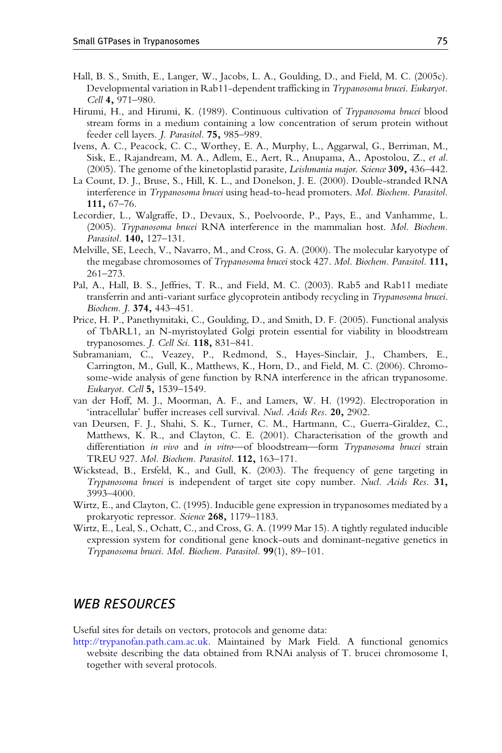Hall, B. S., Smith, E., Langer, W., Jacobs, L. A., Goulding, D., and Field, M. C. (2005c). Developmental variation in Rab11-dependent trafficking in *Trypanosoma brucei*. *Eukaryot. Cell* **4,** 971–980.

Hirumi, H., and Hirumi, K. (1989). Continuous cultivation of *Trypanosoma brucei* blood stream forms in a medium containing a low concentration of serum protein without feeder cell layers. *J. Parasitol.* **75,** 985–989.

Ivens, A. C., Peacock, C. C., Worthey, E. A., Murphy, L., Aggarwal, G., Berriman, M., Sisk, E., Rajandream, M. A., Adlem, E., Aert, R., Anupama, A., Apostolou, Z., *et al.* (2005). The genome of the kinetoplastid parasite, *Leishmania major*. *Science* **309,** 436–442.

La Count, D. J., Bruse, S., Hill, K. L., and Donelson, J. E. (2000). Double-stranded RNA interference in *Trypanosoma brucei* using head-to-head promoters. *Mol. Biochem. Parasitol.* **111,** 67–76.

Lecordier, L., Walgraffe, D., Devaux, S., Poelvoorde, P., Pays, E., and Vanhamme, L. (2005). *Trypanosoma brucei* RNA interference in the mammalian host. *Mol. Biochem. Parasitol.* **140,** 127–131.

Melville, SE, Leech, V., Navarro, M., and Cross, G. A. (2000). The molecular karyotype of the megabase chromosomes of *Trypanosoma brucei* stock 427. *Mol. Biochem. Parasitol.* **111,** 261–273.

Pal, A., Hall, B. S., Jeffries, T. R., and Field, M. C. (2003). Rab5 and Rab11 mediate transferrin and anti-variant surface glycoprotein antibody recycling in *Trypanosoma brucei*. *Biochem. J.* **374,** 443–451.

Price, H. P., Panethymitaki, C., Goulding, D., and Smith, D. F. (2005). Functional analysis of TbARL1, an N-myristoylated Golgi protein essential for viability in bloodstream trypanosomes. *J. Cell Sci.* **118,** 831–841.

Subramaniam, C., Veazey, P., Redmond, S., Hayes-Sinclair, J., Chambers, E., Carrington, M., Gull, K., Matthews, K., Horn, D., and Field, M. C. (2006). Chromosome-wide analysis of gene function by RNA interference in the african trypanosome. *Eukaryot. Cell* **5,** 1539–1549.

van der Hoff, M. J., Moorman, A. F., and Lamers, W. H. (1992). Electroporation in 'intracellular' buffer increases cell survival. *Nucl. Acids Res.* **20,** 2902.

van Deursen, F. J., Shahi, S. K., Turner, C. M., Hartmann, C., Guerra-Giraldez, C., Matthews, K. R., and Clayton, C. E. (2001). Characterisation of the growth and differentiation *in vivo* and *in vitro*—of bloodstream—form *Trypanosoma brucei* strain TREU 927. *Mol. Biochem. Parasitol.* **112,** 163–171.

Wickstead, B., Ersfeld, K., and Gull, K. (2003). The frequency of gene targeting in *Trypanosoma brucei* is independent of target site copy number. *Nucl. Acids Res.* **31,** 3993–4000.

Wirtz, E., and Clayton, C. (1995). Inducible gene expression in trypanosomes mediated by a prokaryotic repressor. *Science* **268,** 1179–1183.

Wirtz, E., Leal, S., Ochatt, C., and Cross, G. A. (1999 Mar 15). A tightly regulated inducible expression system for conditional gene knock-outs and dominant-negative genetics in *Trypanosoma brucei*. *Mol. Biochem. Parasitol.* **99**(1), 89–101.

## WEB RESOURCES

Useful sites for details on vectors, protocols and genome data:

http://trypanofan.path.cam.ac.uk. Maintained by Mark Field. A functional genomics website describing the data obtained from RNAi analysis of T. brucei chromosome I, together with several protocols.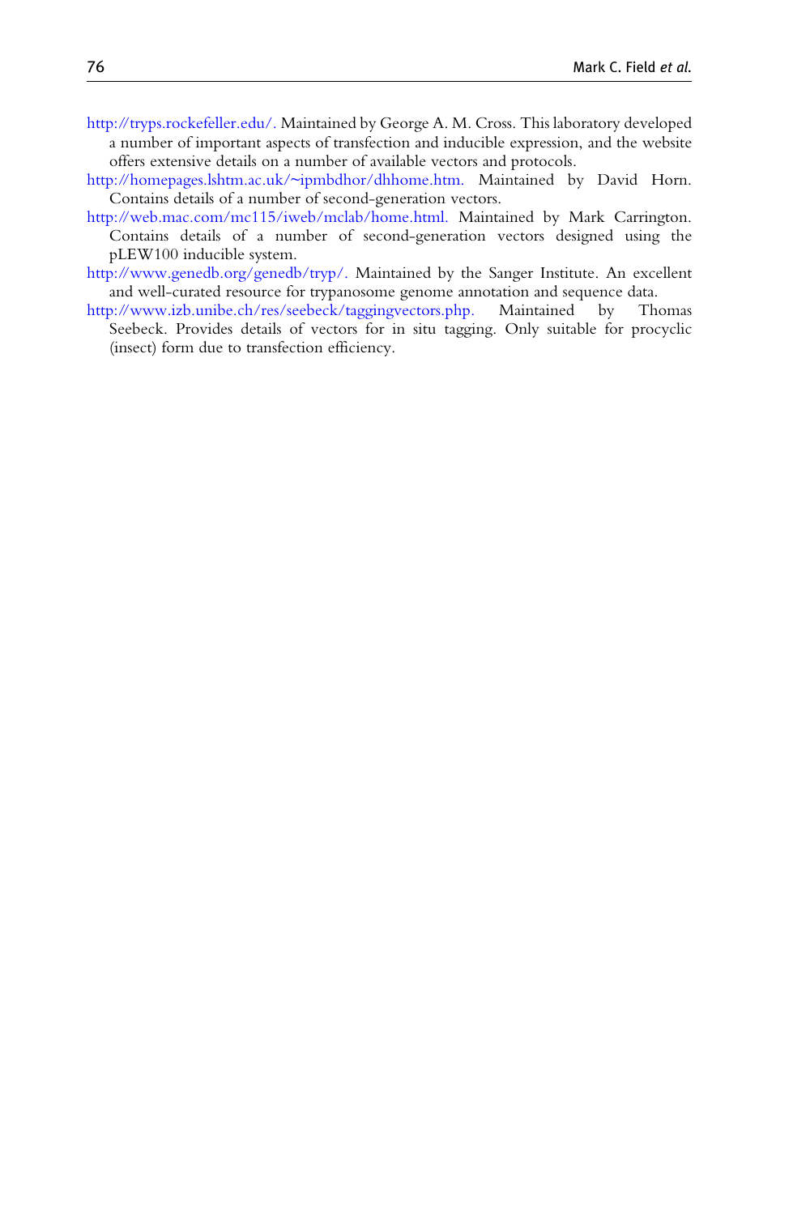http://tryps.rockefeller.edu/. Maintained by George A. M. Cross. This laboratory developed a number of important aspects of transfection and inducible expression, and the website offers extensive details on a number of available vectors and protocols.

http://homepages.lshtm.ac.uk/~ipmbdhor/dhhome.htm. Maintained by David Horn. Contains details of a number of second-generation vectors.

http://web.mac.com/mc115/iweb/mclab/home.html. Maintained by Mark Carrington. Contains details of a number of second-generation vectors designed using the pLEW100 inducible system.

http://www.genedb.org/genedb/tryp/. Maintained by the Sanger Institute. An excellent and well-curated resource for trypanosome genome annotation and sequence data.

http://www.izb.unibe.ch/res/seebeck/taggingvectors.php. Maintained by Thomas Seebeck. Provides details of vectors for in situ tagging. Only suitable for procyclic (insect) form due to transfection efficiency.